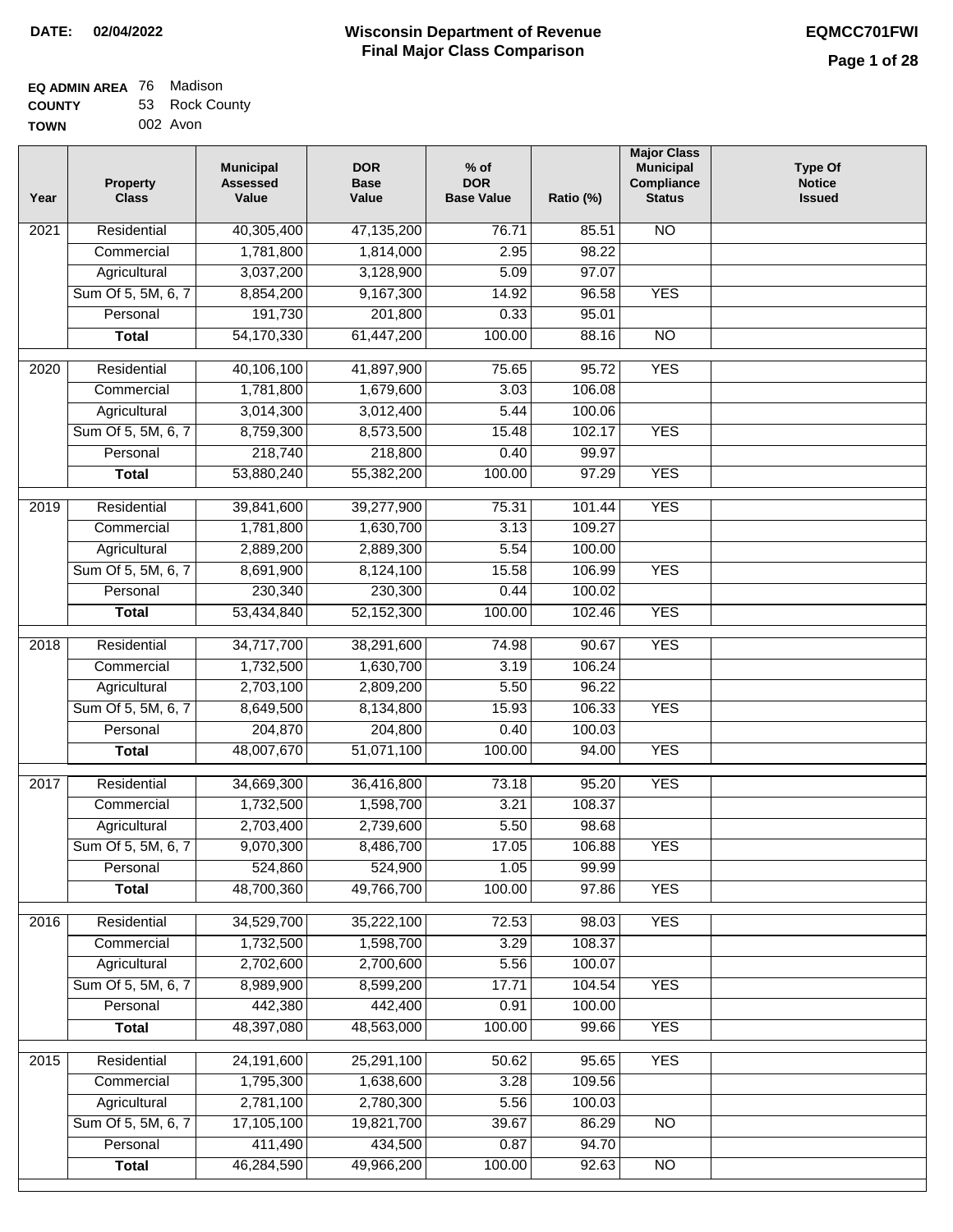# Wisconsin Department of Revenue
## Final Major Class Comparison

**DATE:** 02/04/2022

**EQMCC701FWI**

**EQ ADMIN AREA** 76 Madison
**COUNTY** 53 Rock County
**TOWN** 002 Avon

| Year | Property Class | Municipal Assessed Value | DOR Base Value | % of DOR Base Value | Ratio (%) | Major Class Municipal Compliance Status | Type Of Notice Issued |
|---|---|---|---|---|---|---|---|
| 2021 | Residential | 40,305,400 | 47,135,200 | 76.71 | 85.51 | NO | |
| | Commercial | 1,781,800 | 1,814,000 | 2.95 | 98.22 | | |
| | Agricultural | 3,037,200 | 3,128,900 | 5.09 | 97.07 | | |
| | Sum Of 5, 5M, 6, 7 | 8,854,200 | 9,167,300 | 14.92 | 96.58 | YES | |
| | Personal | 191,730 | 201,800 | 0.33 | 95.01 | | |
| | **Total** | 54,170,330 | 61,447,200 | 100.00 | 88.16 | NO | |
| 2020 | Residential | 40,106,100 | 41,897,900 | 75.65 | 95.72 | YES | |
| | Commercial | 1,781,800 | 1,679,600 | 3.03 | 106.08 | | |
| | Agricultural | 3,014,300 | 3,012,400 | 5.44 | 100.06 | | |
| | Sum Of 5, 5M, 6, 7 | 8,759,300 | 8,573,500 | 15.48 | 102.17 | YES | |
| | Personal | 218,740 | 218,800 | 0.40 | 99.97 | | |
| | **Total** | 53,880,240 | 55,382,200 | 100.00 | 97.29 | YES | |
| 2019 | Residential | 39,841,600 | 39,277,900 | 75.31 | 101.44 | YES | |
| | Commercial | 1,781,800 | 1,630,700 | 3.13 | 109.27 | | |
| | Agricultural | 2,889,200 | 2,889,300 | 5.54 | 100.00 | | |
| | Sum Of 5, 5M, 6, 7 | 8,691,900 | 8,124,100 | 15.58 | 106.99 | YES | |
| | Personal | 230,340 | 230,300 | 0.44 | 100.02 | | |
| | **Total** | 53,434,840 | 52,152,300 | 100.00 | 102.46 | YES | |
| 2018 | Residential | 34,717,700 | 38,291,600 | 74.98 | 90.67 | YES | |
| | Commercial | 1,732,500 | 1,630,700 | 3.19 | 106.24 | | |
| | Agricultural | 2,703,100 | 2,809,200 | 5.50 | 96.22 | | |
| | Sum Of 5, 5M, 6, 7 | 8,649,500 | 8,134,800 | 15.93 | 106.33 | YES | |
| | Personal | 204,870 | 204,800 | 0.40 | 100.03 | | |
| | **Total** | 48,007,670 | 51,071,100 | 100.00 | 94.00 | YES | |
| 2017 | Residential | 34,669,300 | 36,416,800 | 73.18 | 95.20 | YES | |
| | Commercial | 1,732,500 | 1,598,700 | 3.21 | 108.37 | | |
| | Agricultural | 2,703,400 | 2,739,600 | 5.50 | 98.68 | | |
| | Sum Of 5, 5M, 6, 7 | 9,070,300 | 8,486,700 | 17.05 | 106.88 | YES | |
| | Personal | 524,860 | 524,900 | 1.05 | 99.99 | | |
| | **Total** | 48,700,360 | 49,766,700 | 100.00 | 97.86 | YES | |
| 2016 | Residential | 34,529,700 | 35,222,100 | 72.53 | 98.03 | YES | |
| | Commercial | 1,732,500 | 1,598,700 | 3.29 | 108.37 | | |
| | Agricultural | 2,702,600 | 2,700,600 | 5.56 | 100.07 | | |
| | Sum Of 5, 5M, 6, 7 | 8,989,900 | 8,599,200 | 17.71 | 104.54 | YES | |
| | Personal | 442,380 | 442,400 | 0.91 | 100.00 | | |
| | **Total** | 48,397,080 | 48,563,000 | 100.00 | 99.66 | YES | |
| 2015 | Residential | 24,191,600 | 25,291,100 | 50.62 | 95.65 | YES | |
| | Commercial | 1,795,300 | 1,638,600 | 3.28 | 109.56 | | |
| | Agricultural | 2,781,100 | 2,780,300 | 5.56 | 100.03 | | |
| | Sum Of 5, 5M, 6, 7 | 17,105,100 | 19,821,700 | 39.67 | 86.29 | NO | |
| | Personal | 411,490 | 434,500 | 0.87 | 94.70 | | |
| | **Total** | 46,284,590 | 49,966,200 | 100.00 | 92.63 | NO | |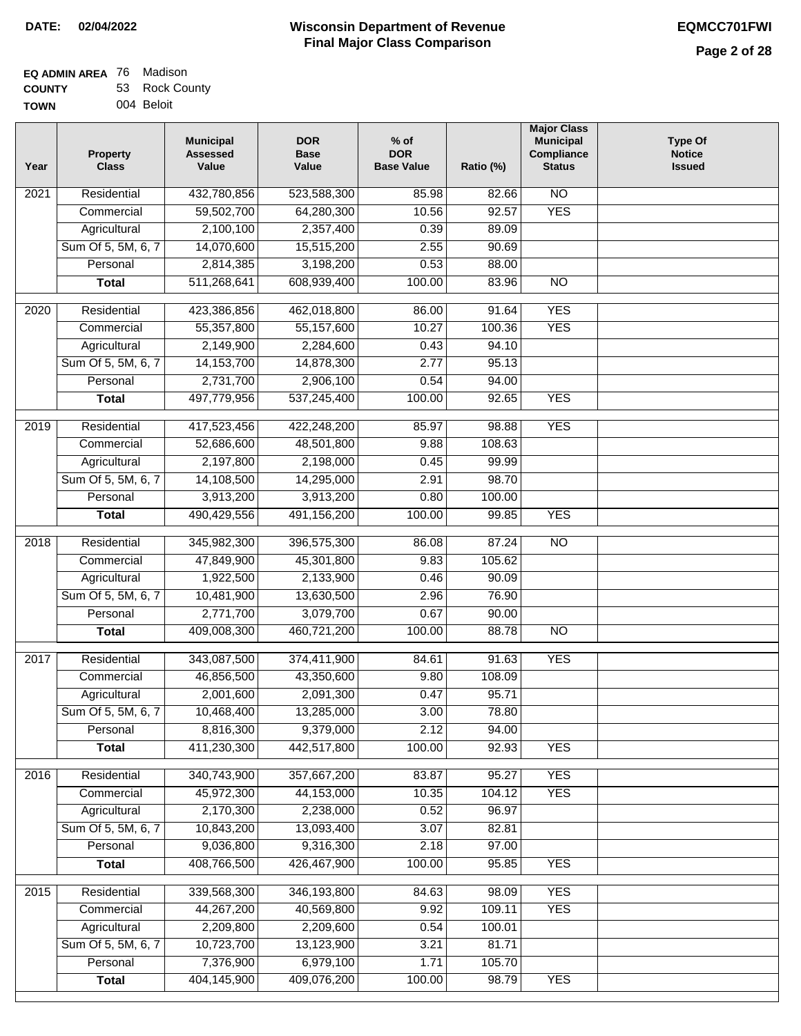**DATE: 02/04/2022**

# Wisconsin Department of Revenue
## Final Major Class Comparison

**EQMCC701FWI**

**EQ ADMIN AREA** 76 Madison
**COUNTY** 53 Rock County
**TOWN** 004 Beloit

| Year | Property Class | Municipal Assessed Value | DOR Base Value | % of DOR Base Value | Ratio (%) | Major Class Municipal Compliance Status | Type Of Notice Issued |
|---|---|---|---|---|---|---|---|
| 2021 | Residential | 432,780,856 | 523,588,300 | 85.98 | 82.66 | NO | |
| | Commercial | 59,502,700 | 64,280,300 | 10.56 | 92.57 | YES | |
| | Agricultural | 2,100,100 | 2,357,400 | 0.39 | 89.09 | | |
| | Sum Of 5, 5M, 6, 7 | 14,070,600 | 15,515,200 | 2.55 | 90.69 | | |
| | Personal | 2,814,385 | 3,198,200 | 0.53 | 88.00 | | |
| | **Total** | 511,268,641 | 608,939,400 | 100.00 | 83.96 | NO | |
| 2020 | Residential | 423,386,856 | 462,018,800 | 86.00 | 91.64 | YES | |
| | Commercial | 55,357,800 | 55,157,600 | 10.27 | 100.36 | YES | |
| | Agricultural | 2,149,900 | 2,284,600 | 0.43 | 94.10 | | |
| | Sum Of 5, 5M, 6, 7 | 14,153,700 | 14,878,300 | 2.77 | 95.13 | | |
| | Personal | 2,731,700 | 2,906,100 | 0.54 | 94.00 | | |
| | **Total** | 497,779,956 | 537,245,400 | 100.00 | 92.65 | YES | |
| 2019 | Residential | 417,523,456 | 422,248,200 | 85.97 | 98.88 | YES | |
| | Commercial | 52,686,600 | 48,501,800 | 9.88 | 108.63 | | |
| | Agricultural | 2,197,800 | 2,198,000 | 0.45 | 99.99 | | |
| | Sum Of 5, 5M, 6, 7 | 14,108,500 | 14,295,000 | 2.91 | 98.70 | | |
| | Personal | 3,913,200 | 3,913,200 | 0.80 | 100.00 | | |
| | **Total** | 490,429,556 | 491,156,200 | 100.00 | 99.85 | YES | |
| 2018 | Residential | 345,982,300 | 396,575,300 | 86.08 | 87.24 | NO | |
| | Commercial | 47,849,900 | 45,301,800 | 9.83 | 105.62 | | |
| | Agricultural | 1,922,500 | 2,133,900 | 0.46 | 90.09 | | |
| | Sum Of 5, 5M, 6, 7 | 10,481,900 | 13,630,500 | 2.96 | 76.90 | | |
| | Personal | 2,771,700 | 3,079,700 | 0.67 | 90.00 | | |
| | **Total** | 409,008,300 | 460,721,200 | 100.00 | 88.78 | NO | |
| 2017 | Residential | 343,087,500 | 374,411,900 | 84.61 | 91.63 | YES | |
| | Commercial | 46,856,500 | 43,350,600 | 9.80 | 108.09 | | |
| | Agricultural | 2,001,600 | 2,091,300 | 0.47 | 95.71 | | |
| | Sum Of 5, 5M, 6, 7 | 10,468,400 | 13,285,000 | 3.00 | 78.80 | | |
| | Personal | 8,816,300 | 9,379,000 | 2.12 | 94.00 | | |
| | **Total** | 411,230,300 | 442,517,800 | 100.00 | 92.93 | YES | |
| 2016 | Residential | 340,743,900 | 357,667,200 | 83.87 | 95.27 | YES | |
| | Commercial | 45,972,300 | 44,153,000 | 10.35 | 104.12 | YES | |
| | Agricultural | 2,170,300 | 2,238,000 | 0.52 | 96.97 | | |
| | Sum Of 5, 5M, 6, 7 | 10,843,200 | 13,093,400 | 3.07 | 82.81 | | |
| | Personal | 9,036,800 | 9,316,300 | 2.18 | 97.00 | | |
| | **Total** | 408,766,500 | 426,467,900 | 100.00 | 95.85 | YES | |
| 2015 | Residential | 339,568,300 | 346,193,800 | 84.63 | 98.09 | YES | |
| | Commercial | 44,267,200 | 40,569,800 | 9.92 | 109.11 | YES | |
| | Agricultural | 2,209,800 | 2,209,600 | 0.54 | 100.01 | | |
| | Sum Of 5, 5M, 6, 7 | 10,723,700 | 13,123,900 | 3.21 | 81.71 | | |
| | Personal | 7,376,900 | 6,979,100 | 1.71 | 105.70 | | |
| | **Total** | 404,145,900 | 409,076,200 | 100.00 | 98.79 | YES | |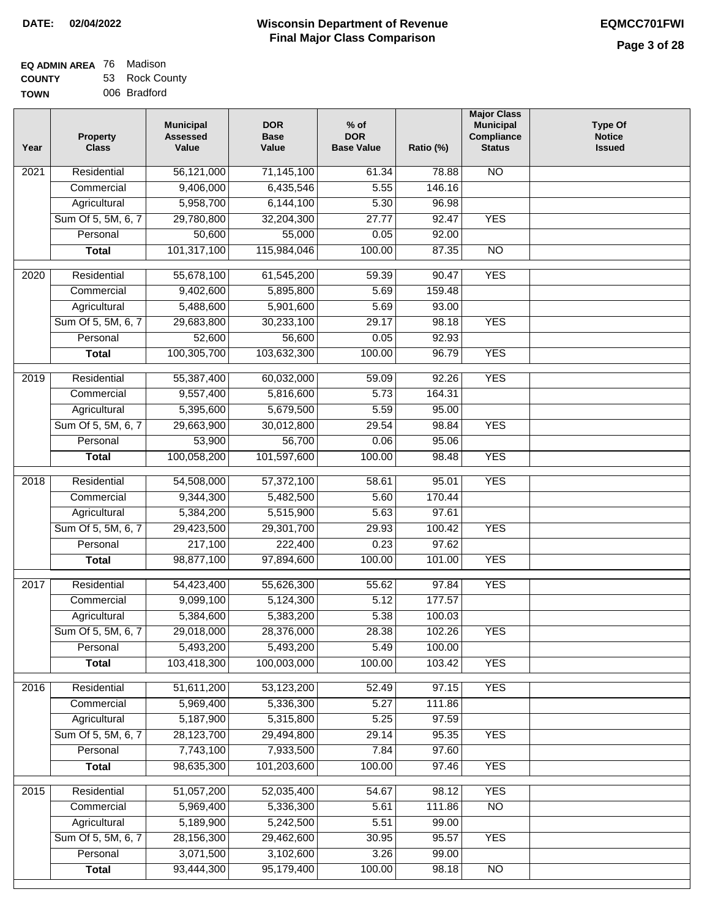**DATE: 02/04/2022**

# Wisconsin Department of Revenue
## Final Major Class Comparison

**EQMCC701FWI**

**EQ ADMIN AREA** 76 Madison
**COUNTY** 53 Rock County
**TOWN** 006 Bradford

| Year | Property Class | Municipal Assessed Value | DOR Base Value | % of DOR Base Value | Ratio (%) | Major Class Municipal Compliance Status | Type Of Notice Issued |
|---|---|---|---|---|---|---|---|
| 2021 | Residential | 56,121,000 | 71,145,100 | 61.34 | 78.88 | NO | |
| | Commercial | 9,406,000 | 6,435,546 | 5.55 | 146.16 | | |
| | Agricultural | 5,958,700 | 6,144,100 | 5.30 | 96.98 | | |
| | Sum Of 5, 5M, 6, 7 | 29,780,800 | 32,204,300 | 27.77 | 92.47 | YES | |
| | Personal | 50,600 | 55,000 | 0.05 | 92.00 | | |
| | **Total** | 101,317,100 | 115,984,046 | 100.00 | 87.35 | NO | |
| 2020 | Residential | 55,678,100 | 61,545,200 | 59.39 | 90.47 | YES | |
| | Commercial | 9,402,600 | 5,895,800 | 5.69 | 159.48 | | |
| | Agricultural | 5,488,600 | 5,901,600 | 5.69 | 93.00 | | |
| | Sum Of 5, 5M, 6, 7 | 29,683,800 | 30,233,100 | 29.17 | 98.18 | YES | |
| | Personal | 52,600 | 56,600 | 0.05 | 92.93 | | |
| | **Total** | 100,305,700 | 103,632,300 | 100.00 | 96.79 | YES | |
| 2019 | Residential | 55,387,400 | 60,032,000 | 59.09 | 92.26 | YES | |
| | Commercial | 9,557,400 | 5,816,600 | 5.73 | 164.31 | | |
| | Agricultural | 5,395,600 | 5,679,500 | 5.59 | 95.00 | | |
| | Sum Of 5, 5M, 6, 7 | 29,663,900 | 30,012,800 | 29.54 | 98.84 | YES | |
| | Personal | 53,900 | 56,700 | 0.06 | 95.06 | | |
| | **Total** | 100,058,200 | 101,597,600 | 100.00 | 98.48 | YES | |
| 2018 | Residential | 54,508,000 | 57,372,100 | 58.61 | 95.01 | YES | |
| | Commercial | 9,344,300 | 5,482,500 | 5.60 | 170.44 | | |
| | Agricultural | 5,384,200 | 5,515,900 | 5.63 | 97.61 | | |
| | Sum Of 5, 5M, 6, 7 | 29,423,500 | 29,301,700 | 29.93 | 100.42 | YES | |
| | Personal | 217,100 | 222,400 | 0.23 | 97.62 | | |
| | **Total** | 98,877,100 | 97,894,600 | 100.00 | 101.00 | YES | |
| 2017 | Residential | 54,423,400 | 55,626,300 | 55.62 | 97.84 | YES | |
| | Commercial | 9,099,100 | 5,124,300 | 5.12 | 177.57 | | |
| | Agricultural | 5,384,600 | 5,383,200 | 5.38 | 100.03 | | |
| | Sum Of 5, 5M, 6, 7 | 29,018,000 | 28,376,000 | 28.38 | 102.26 | YES | |
| | Personal | 5,493,200 | 5,493,200 | 5.49 | 100.00 | | |
| | **Total** | 103,418,300 | 100,003,000 | 100.00 | 103.42 | YES | |
| 2016 | Residential | 51,611,200 | 53,123,200 | 52.49 | 97.15 | YES | |
| | Commercial | 5,969,400 | 5,336,300 | 5.27 | 111.86 | | |
| | Agricultural | 5,187,900 | 5,315,800 | 5.25 | 97.59 | | |
| | Sum Of 5, 5M, 6, 7 | 28,123,700 | 29,494,800 | 29.14 | 95.35 | YES | |
| | Personal | 7,743,100 | 7,933,500 | 7.84 | 97.60 | | |
| | **Total** | 98,635,300 | 101,203,600 | 100.00 | 97.46 | YES | |
| 2015 | Residential | 51,057,200 | 52,035,400 | 54.67 | 98.12 | YES | |
| | Commercial | 5,969,400 | 5,336,300 | 5.61 | 111.86 | NO | |
| | Agricultural | 5,189,900 | 5,242,500 | 5.51 | 99.00 | | |
| | Sum Of 5, 5M, 6, 7 | 28,156,300 | 29,462,600 | 30.95 | 95.57 | YES | |
| | Personal | 3,071,500 | 3,102,600 | 3.26 | 99.00 | | |
| | **Total** | 93,444,300 | 95,179,400 | 100.00 | 98.18 | NO | |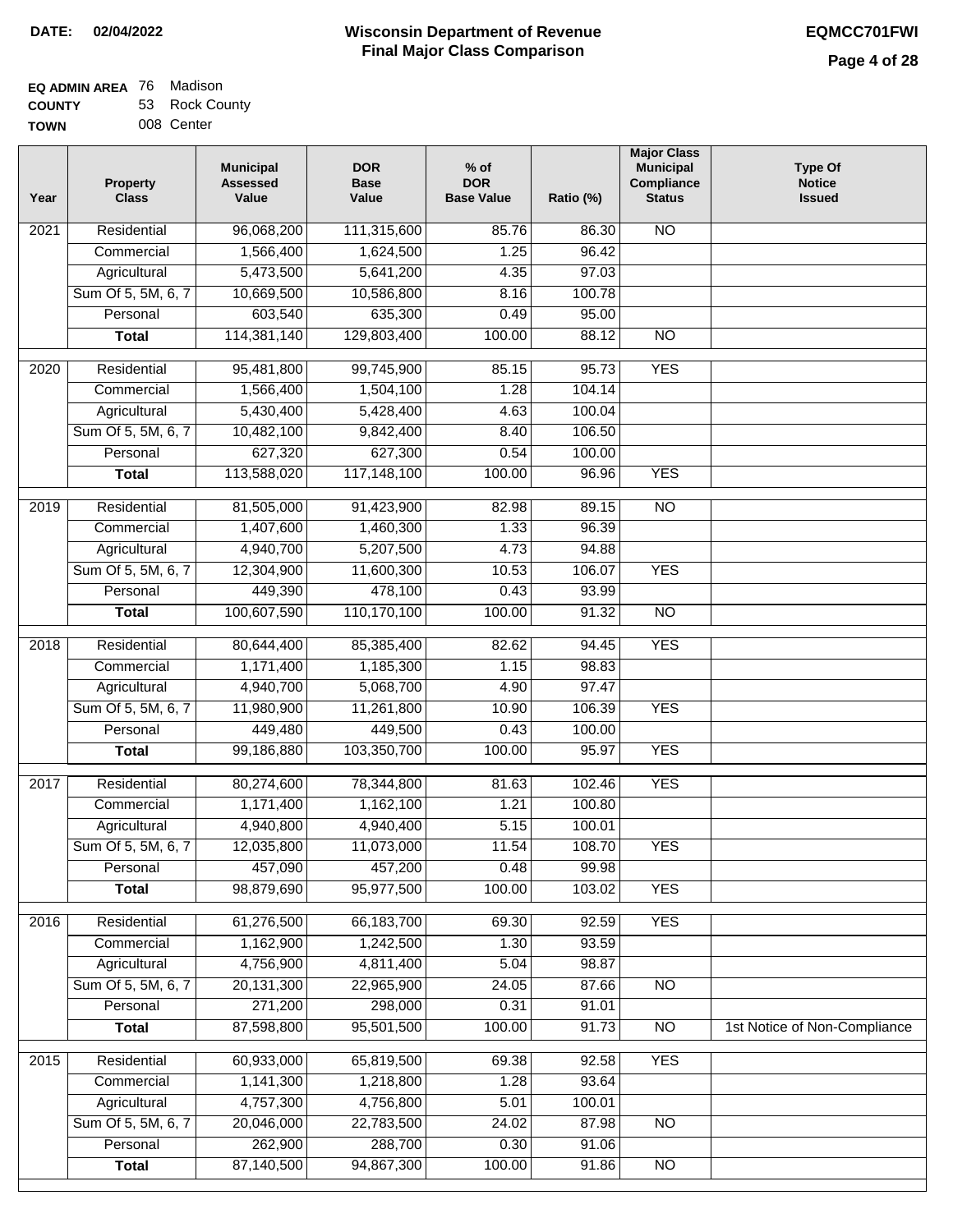**DATE: 02/04/2022**

# Wisconsin Department of Revenue
## Final Major Class Comparison

**EQMCC701FWI**

**EQ ADMIN AREA** 76 Madison
**COUNTY** 53 Rock County
**TOWN** 008 Center

| Year | Property Class | Municipal Assessed Value | DOR Base Value | % of DOR Base Value | Ratio (%) | Major Class Municipal Compliance Status | Type Of Notice Issued |
|---|---|---|---|---|---|---|---|
| 2021 | Residential | 96,068,200 | 111,315,600 | 85.76 | 86.30 | NO | |
| | Commercial | 1,566,400 | 1,624,500 | 1.25 | 96.42 | | |
| | Agricultural | 5,473,500 | 5,641,200 | 4.35 | 97.03 | | |
| | Sum Of 5, 5M, 6, 7 | 10,669,500 | 10,586,800 | 8.16 | 100.78 | | |
| | Personal | 603,540 | 635,300 | 0.49 | 95.00 | | |
| | **Total** | 114,381,140 | 129,803,400 | 100.00 | 88.12 | NO | |
| 2020 | Residential | 95,481,800 | 99,745,900 | 85.15 | 95.73 | YES | |
| | Commercial | 1,566,400 | 1,504,100 | 1.28 | 104.14 | | |
| | Agricultural | 5,430,400 | 5,428,400 | 4.63 | 100.04 | | |
| | Sum Of 5, 5M, 6, 7 | 10,482,100 | 9,842,400 | 8.40 | 106.50 | | |
| | Personal | 627,320 | 627,300 | 0.54 | 100.00 | | |
| | **Total** | 113,588,020 | 117,148,100 | 100.00 | 96.96 | YES | |
| 2019 | Residential | 81,505,000 | 91,423,900 | 82.98 | 89.15 | NO | |
| | Commercial | 1,407,600 | 1,460,300 | 1.33 | 96.39 | | |
| | Agricultural | 4,940,700 | 5,207,500 | 4.73 | 94.88 | | |
| | Sum Of 5, 5M, 6, 7 | 12,304,900 | 11,600,300 | 10.53 | 106.07 | YES | |
| | Personal | 449,390 | 478,100 | 0.43 | 93.99 | | |
| | **Total** | 100,607,590 | 110,170,100 | 100.00 | 91.32 | NO | |
| 2018 | Residential | 80,644,400 | 85,385,400 | 82.62 | 94.45 | YES | |
| | Commercial | 1,171,400 | 1,185,300 | 1.15 | 98.83 | | |
| | Agricultural | 4,940,700 | 5,068,700 | 4.90 | 97.47 | | |
| | Sum Of 5, 5M, 6, 7 | 11,980,900 | 11,261,800 | 10.90 | 106.39 | YES | |
| | Personal | 449,480 | 449,500 | 0.43 | 100.00 | | |
| | **Total** | 99,186,880 | 103,350,700 | 100.00 | 95.97 | YES | |
| 2017 | Residential | 80,274,600 | 78,344,800 | 81.63 | 102.46 | YES | |
| | Commercial | 1,171,400 | 1,162,100 | 1.21 | 100.80 | | |
| | Agricultural | 4,940,800 | 4,940,400 | 5.15 | 100.01 | | |
| | Sum Of 5, 5M, 6, 7 | 12,035,800 | 11,073,000 | 11.54 | 108.70 | YES | |
| | Personal | 457,090 | 457,200 | 0.48 | 99.98 | | |
| | **Total** | 98,879,690 | 95,977,500 | 100.00 | 103.02 | YES | |
| 2016 | Residential | 61,276,500 | 66,183,700 | 69.30 | 92.59 | YES | |
| | Commercial | 1,162,900 | 1,242,500 | 1.30 | 93.59 | | |
| | Agricultural | 4,756,900 | 4,811,400 | 5.04 | 98.87 | | |
| | Sum Of 5, 5M, 6, 7 | 20,131,300 | 22,965,900 | 24.05 | 87.66 | NO | |
| | Personal | 271,200 | 298,000 | 0.31 | 91.01 | | |
| | **Total** | 87,598,800 | 95,501,500 | 100.00 | 91.73 | NO | 1st Notice of Non-Compliance |
| 2015 | Residential | 60,933,000 | 65,819,500 | 69.38 | 92.58 | YES | |
| | Commercial | 1,141,300 | 1,218,800 | 1.28 | 93.64 | | |
| | Agricultural | 4,757,300 | 4,756,800 | 5.01 | 100.01 | | |
| | Sum Of 5, 5M, 6, 7 | 20,046,000 | 22,783,500 | 24.02 | 87.98 | NO | |
| | Personal | 262,900 | 288,700 | 0.30 | 91.06 | | |
| | **Total** | 87,140,500 | 94,867,300 | 100.00 | 91.86 | NO | |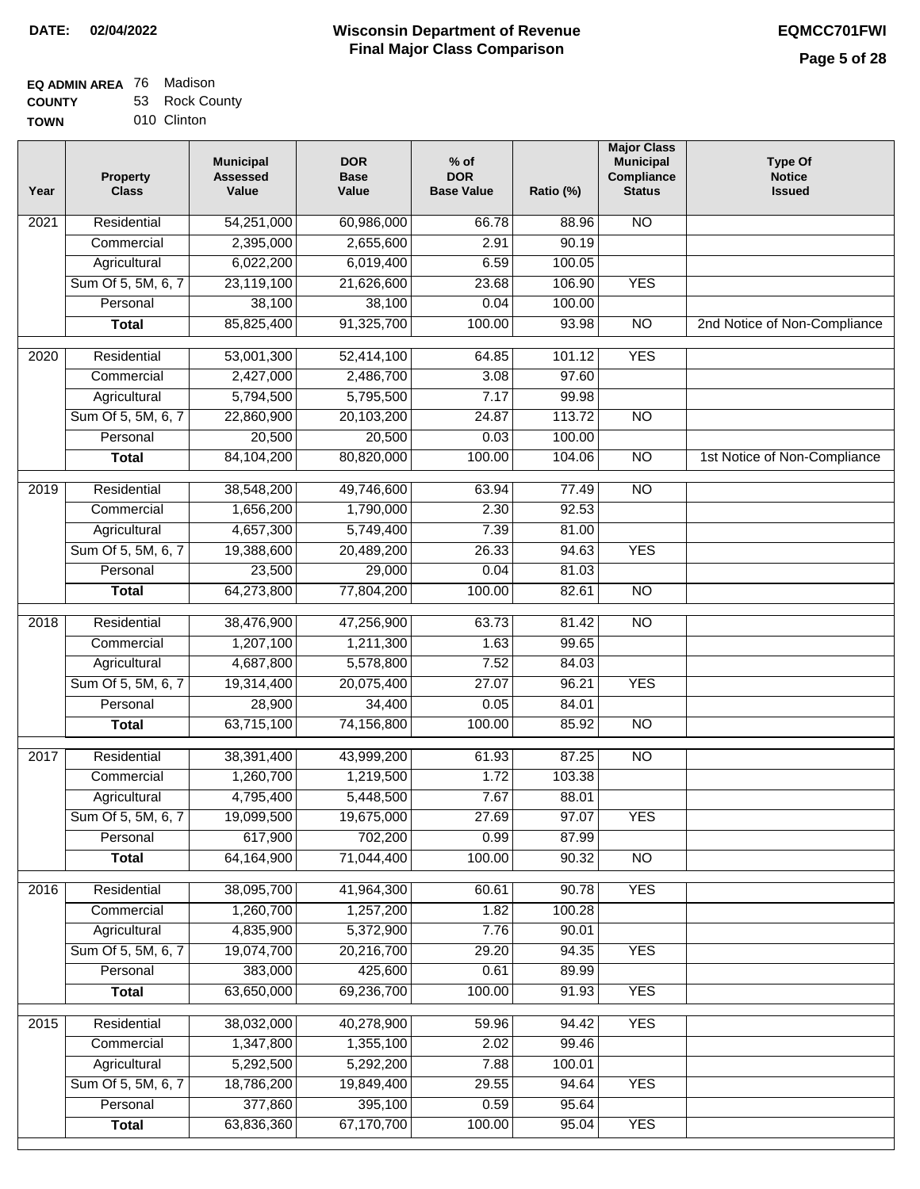**DATE:** 02/04/2022

# Wisconsin Department of Revenue
## Final Major Class Comparison

**EQMCC701FWI**

**EQ ADMIN AREA** 76 Madison
**COUNTY** 53 Rock County
**TOWN** 010 Clinton

| Year | Property Class | Municipal Assessed Value | DOR Base Value | % of DOR Base Value | Ratio (%) | Major Class Municipal Compliance Status | Type Of Notice Issued |
|---|---|---|---|---|---|---|---|
| 2021 | Residential | 54,251,000 | 60,986,000 | 66.78 | 88.96 | NO | |
| | Commercial | 2,395,000 | 2,655,600 | 2.91 | 90.19 | | |
| | Agricultural | 6,022,200 | 6,019,400 | 6.59 | 100.05 | | |
| | Sum Of 5, 5M, 6, 7 | 23,119,100 | 21,626,600 | 23.68 | 106.90 | YES | |
| | Personal | 38,100 | 38,100 | 0.04 | 100.00 | | |
| | **Total** | 85,825,400 | 91,325,700 | 100.00 | 93.98 | NO | 2nd Notice of Non-Compliance |
| 2020 | Residential | 53,001,300 | 52,414,100 | 64.85 | 101.12 | YES | |
| | Commercial | 2,427,000 | 2,486,700 | 3.08 | 97.60 | | |
| | Agricultural | 5,794,500 | 5,795,500 | 7.17 | 99.98 | | |
| | Sum Of 5, 5M, 6, 7 | 22,860,900 | 20,103,200 | 24.87 | 113.72 | NO | |
| | Personal | 20,500 | 20,500 | 0.03 | 100.00 | | |
| | **Total** | 84,104,200 | 80,820,000 | 100.00 | 104.06 | NO | 1st Notice of Non-Compliance |
| 2019 | Residential | 38,548,200 | 49,746,600 | 63.94 | 77.49 | NO | |
| | Commercial | 1,656,200 | 1,790,000 | 2.30 | 92.53 | | |
| | Agricultural | 4,657,300 | 5,749,400 | 7.39 | 81.00 | | |
| | Sum Of 5, 5M, 6, 7 | 19,388,600 | 20,489,200 | 26.33 | 94.63 | YES | |
| | Personal | 23,500 | 29,000 | 0.04 | 81.03 | | |
| | **Total** | 64,273,800 | 77,804,200 | 100.00 | 82.61 | NO | |
| 2018 | Residential | 38,476,900 | 47,256,900 | 63.73 | 81.42 | NO | |
| | Commercial | 1,207,100 | 1,211,300 | 1.63 | 99.65 | | |
| | Agricultural | 4,687,800 | 5,578,800 | 7.52 | 84.03 | | |
| | Sum Of 5, 5M, 6, 7 | 19,314,400 | 20,075,400 | 27.07 | 96.21 | YES | |
| | Personal | 28,900 | 34,400 | 0.05 | 84.01 | | |
| | **Total** | 63,715,100 | 74,156,800 | 100.00 | 85.92 | NO | |
| 2017 | Residential | 38,391,400 | 43,999,200 | 61.93 | 87.25 | NO | |
| | Commercial | 1,260,700 | 1,219,500 | 1.72 | 103.38 | | |
| | Agricultural | 4,795,400 | 5,448,500 | 7.67 | 88.01 | | |
| | Sum Of 5, 5M, 6, 7 | 19,099,500 | 19,675,000 | 27.69 | 97.07 | YES | |
| | Personal | 617,900 | 702,200 | 0.99 | 87.99 | | |
| | **Total** | 64,164,900 | 71,044,400 | 100.00 | 90.32 | NO | |
| 2016 | Residential | 38,095,700 | 41,964,300 | 60.61 | 90.78 | YES | |
| | Commercial | 1,260,700 | 1,257,200 | 1.82 | 100.28 | | |
| | Agricultural | 4,835,900 | 5,372,900 | 7.76 | 90.01 | | |
| | Sum Of 5, 5M, 6, 7 | 19,074,700 | 20,216,700 | 29.20 | 94.35 | YES | |
| | Personal | 383,000 | 425,600 | 0.61 | 89.99 | | |
| | **Total** | 63,650,000 | 69,236,700 | 100.00 | 91.93 | YES | |
| 2015 | Residential | 38,032,000 | 40,278,900 | 59.96 | 94.42 | YES | |
| | Commercial | 1,347,800 | 1,355,100 | 2.02 | 99.46 | | |
| | Agricultural | 5,292,500 | 5,292,200 | 7.88 | 100.01 | | |
| | Sum Of 5, 5M, 6, 7 | 18,786,200 | 19,849,400 | 29.55 | 94.64 | YES | |
| | Personal | 377,860 | 395,100 | 0.59 | 95.64 | | |
| | **Total** | 63,836,360 | 67,170,700 | 100.00 | 95.04 | YES | |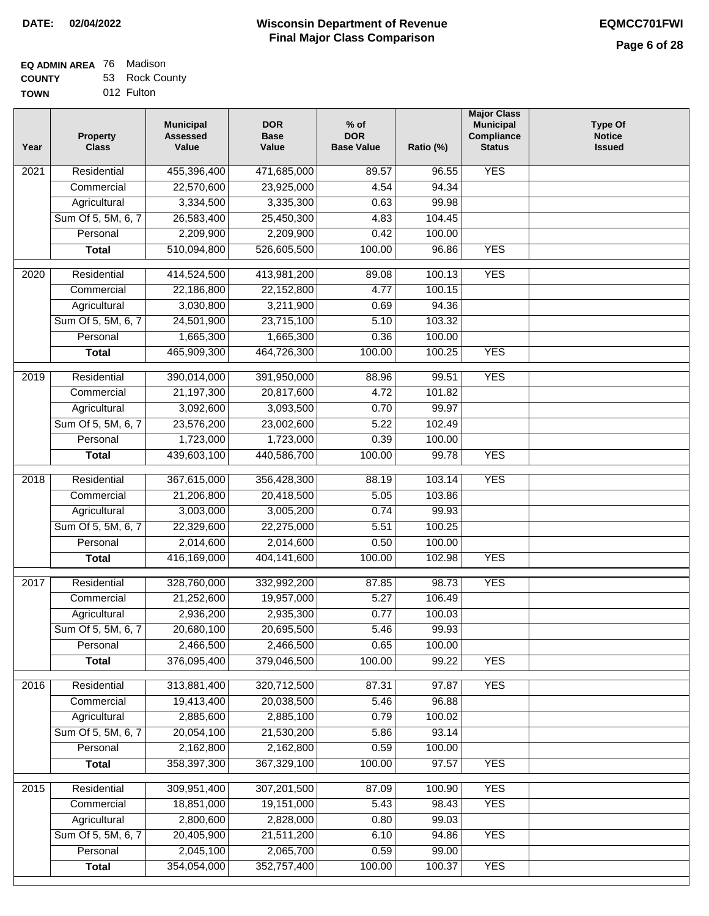**DATE: 02/04/2022**

# Wisconsin Department of Revenue
## Final Major Class Comparison

**EQMCC701FWI**

**EQ ADMIN AREA** 76 Madison
**COUNTY** 53 Rock County
**TOWN** 012 Fulton

| Year | Property Class | Municipal Assessed Value | DOR Base Value | % of DOR Base Value | Ratio (%) | Major Class Municipal Compliance Status | Type Of Notice Issued |
|---|---|---|---|---|---|---|---|
| 2021 | Residential | 455,396,400 | 471,685,000 | 89.57 | 96.55 | YES | |
| | Commercial | 22,570,600 | 23,925,000 | 4.54 | 94.34 | | |
| | Agricultural | 3,334,500 | 3,335,300 | 0.63 | 99.98 | | |
| | Sum Of 5, 5M, 6, 7 | 26,583,400 | 25,450,300 | 4.83 | 104.45 | | |
| | Personal | 2,209,900 | 2,209,900 | 0.42 | 100.00 | | |
| | **Total** | 510,094,800 | 526,605,500 | 100.00 | 96.86 | YES | |
| 2020 | Residential | 414,524,500 | 413,981,200 | 89.08 | 100.13 | YES | |
| | Commercial | 22,186,800 | 22,152,800 | 4.77 | 100.15 | | |
| | Agricultural | 3,030,800 | 3,211,900 | 0.69 | 94.36 | | |
| | Sum Of 5, 5M, 6, 7 | 24,501,900 | 23,715,100 | 5.10 | 103.32 | | |
| | Personal | 1,665,300 | 1,665,300 | 0.36 | 100.00 | | |
| | **Total** | 465,909,300 | 464,726,300 | 100.00 | 100.25 | YES | |
| 2019 | Residential | 390,014,000 | 391,950,000 | 88.96 | 99.51 | YES | |
| | Commercial | 21,197,300 | 20,817,600 | 4.72 | 101.82 | | |
| | Agricultural | 3,092,600 | 3,093,500 | 0.70 | 99.97 | | |
| | Sum Of 5, 5M, 6, 7 | 23,576,200 | 23,002,600 | 5.22 | 102.49 | | |
| | Personal | 1,723,000 | 1,723,000 | 0.39 | 100.00 | | |
| | **Total** | 439,603,100 | 440,586,700 | 100.00 | 99.78 | YES | |
| 2018 | Residential | 367,615,000 | 356,428,300 | 88.19 | 103.14 | YES | |
| | Commercial | 21,206,800 | 20,418,500 | 5.05 | 103.86 | | |
| | Agricultural | 3,003,000 | 3,005,200 | 0.74 | 99.93 | | |
| | Sum Of 5, 5M, 6, 7 | 22,329,600 | 22,275,000 | 5.51 | 100.25 | | |
| | Personal | 2,014,600 | 2,014,600 | 0.50 | 100.00 | | |
| | **Total** | 416,169,000 | 404,141,600 | 100.00 | 102.98 | YES | |
| 2017 | Residential | 328,760,000 | 332,992,200 | 87.85 | 98.73 | YES | |
| | Commercial | 21,252,600 | 19,957,000 | 5.27 | 106.49 | | |
| | Agricultural | 2,936,200 | 2,935,300 | 0.77 | 100.03 | | |
| | Sum Of 5, 5M, 6, 7 | 20,680,100 | 20,695,500 | 5.46 | 99.93 | | |
| | Personal | 2,466,500 | 2,466,500 | 0.65 | 100.00 | | |
| | **Total** | 376,095,400 | 379,046,500 | 100.00 | 99.22 | YES | |
| 2016 | Residential | 313,881,400 | 320,712,500 | 87.31 | 97.87 | YES | |
| | Commercial | 19,413,400 | 20,038,500 | 5.46 | 96.88 | | |
| | Agricultural | 2,885,600 | 2,885,100 | 0.79 | 100.02 | | |
| | Sum Of 5, 5M, 6, 7 | 20,054,100 | 21,530,200 | 5.86 | 93.14 | | |
| | Personal | 2,162,800 | 2,162,800 | 0.59 | 100.00 | | |
| | **Total** | 358,397,300 | 367,329,100 | 100.00 | 97.57 | YES | |
| 2015 | Residential | 309,951,400 | 307,201,500 | 87.09 | 100.90 | YES | |
| | Commercial | 18,851,000 | 19,151,000 | 5.43 | 98.43 | YES | |
| | Agricultural | 2,800,600 | 2,828,000 | 0.80 | 99.03 | | |
| | Sum Of 5, 5M, 6, 7 | 20,405,900 | 21,511,200 | 6.10 | 94.86 | YES | |
| | Personal | 2,045,100 | 2,065,700 | 0.59 | 99.00 | | |
| | **Total** | 354,054,000 | 352,757,400 | 100.00 | 100.37 | YES | |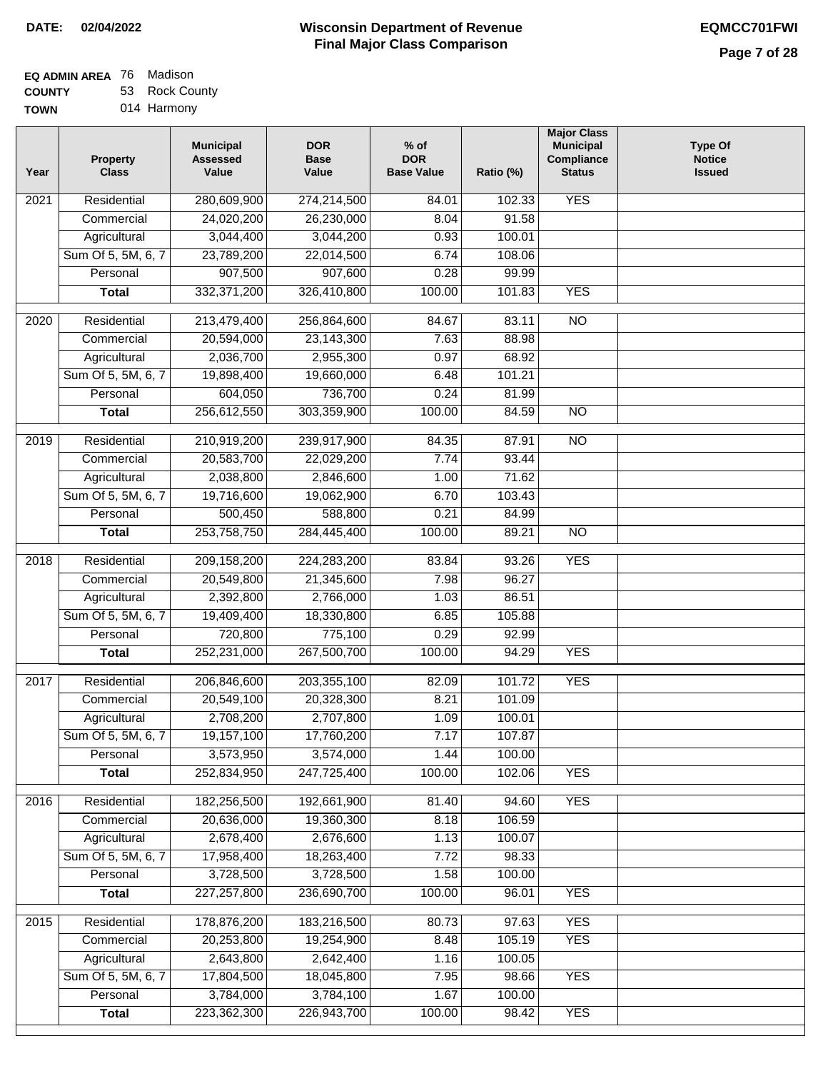**DATE: 02/04/2022**

# Wisconsin Department of Revenue
## Final Major Class Comparison

**EQMCC701FWI**

**EQ ADMIN AREA** 76 Madison
**COUNTY** 53 Rock County
**TOWN** 014 Harmony

| Year | Property Class | Municipal Assessed Value | DOR Base Value | % of DOR Base Value | Ratio (%) | Major Class Municipal Compliance Status | Type Of Notice Issued |
|---|---|---|---|---|---|---|---|
| 2021 | Residential | 280,609,900 | 274,214,500 | 84.01 | 102.33 | YES | |
| | Commercial | 24,020,200 | 26,230,000 | 8.04 | 91.58 | | |
| | Agricultural | 3,044,400 | 3,044,200 | 0.93 | 100.01 | | |
| | Sum Of 5, 5M, 6, 7 | 23,789,200 | 22,014,500 | 6.74 | 108.06 | | |
| | Personal | 907,500 | 907,600 | 0.28 | 99.99 | | |
| | **Total** | 332,371,200 | 326,410,800 | 100.00 | 101.83 | YES | |
| 2020 | Residential | 213,479,400 | 256,864,600 | 84.67 | 83.11 | NO | |
| | Commercial | 20,594,000 | 23,143,300 | 7.63 | 88.98 | | |
| | Agricultural | 2,036,700 | 2,955,300 | 0.97 | 68.92 | | |
| | Sum Of 5, 5M, 6, 7 | 19,898,400 | 19,660,000 | 6.48 | 101.21 | | |
| | Personal | 604,050 | 736,700 | 0.24 | 81.99 | | |
| | **Total** | 256,612,550 | 303,359,900 | 100.00 | 84.59 | NO | |
| 2019 | Residential | 210,919,200 | 239,917,900 | 84.35 | 87.91 | NO | |
| | Commercial | 20,583,700 | 22,029,200 | 7.74 | 93.44 | | |
| | Agricultural | 2,038,800 | 2,846,600 | 1.00 | 71.62 | | |
| | Sum Of 5, 5M, 6, 7 | 19,716,600 | 19,062,900 | 6.70 | 103.43 | | |
| | Personal | 500,450 | 588,800 | 0.21 | 84.99 | | |
| | **Total** | 253,758,750 | 284,445,400 | 100.00 | 89.21 | NO | |
| 2018 | Residential | 209,158,200 | 224,283,200 | 83.84 | 93.26 | YES | |
| | Commercial | 20,549,800 | 21,345,600 | 7.98 | 96.27 | | |
| | Agricultural | 2,392,800 | 2,766,000 | 1.03 | 86.51 | | |
| | Sum Of 5, 5M, 6, 7 | 19,409,400 | 18,330,800 | 6.85 | 105.88 | | |
| | Personal | 720,800 | 775,100 | 0.29 | 92.99 | | |
| | **Total** | 252,231,000 | 267,500,700 | 100.00 | 94.29 | YES | |
| 2017 | Residential | 206,846,600 | 203,355,100 | 82.09 | 101.72 | YES | |
| | Commercial | 20,549,100 | 20,328,300 | 8.21 | 101.09 | | |
| | Agricultural | 2,708,200 | 2,707,800 | 1.09 | 100.01 | | |
| | Sum Of 5, 5M, 6, 7 | 19,157,100 | 17,760,200 | 7.17 | 107.87 | | |
| | Personal | 3,573,950 | 3,574,000 | 1.44 | 100.00 | | |
| | **Total** | 252,834,950 | 247,725,400 | 100.00 | 102.06 | YES | |
| 2016 | Residential | 182,256,500 | 192,661,900 | 81.40 | 94.60 | YES | |
| | Commercial | 20,636,000 | 19,360,300 | 8.18 | 106.59 | | |
| | Agricultural | 2,678,400 | 2,676,600 | 1.13 | 100.07 | | |
| | Sum Of 5, 5M, 6, 7 | 17,958,400 | 18,263,400 | 7.72 | 98.33 | | |
| | Personal | 3,728,500 | 3,728,500 | 1.58 | 100.00 | | |
| | **Total** | 227,257,800 | 236,690,700 | 100.00 | 96.01 | YES | |
| 2015 | Residential | 178,876,200 | 183,216,500 | 80.73 | 97.63 | YES | |
| | Commercial | 20,253,800 | 19,254,900 | 8.48 | 105.19 | YES | |
| | Agricultural | 2,643,800 | 2,642,400 | 1.16 | 100.05 | | |
| | Sum Of 5, 5M, 6, 7 | 17,804,500 | 18,045,800 | 7.95 | 98.66 | YES | |
| | Personal | 3,784,000 | 3,784,100 | 1.67 | 100.00 | | |
| | **Total** | 223,362,300 | 226,943,700 | 100.00 | 98.42 | YES | |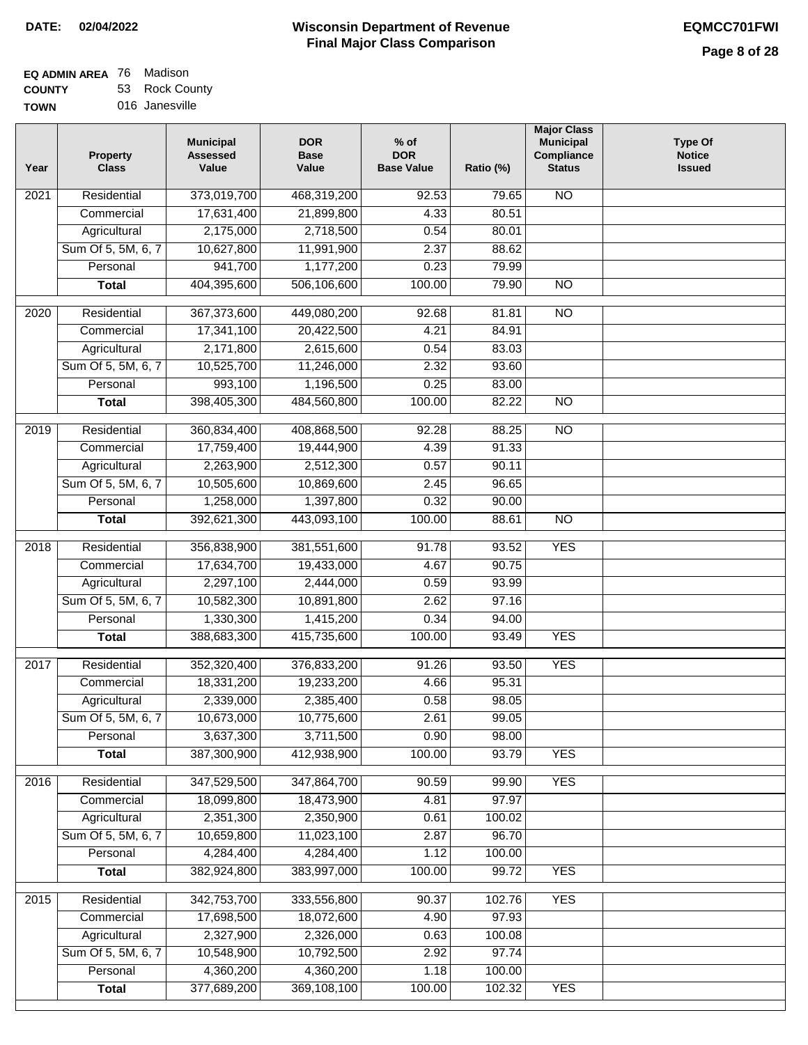**DATE:** 02/04/2022

# Wisconsin Department of Revenue
## Final Major Class Comparison

**EQMCC701FWI**

**EQ ADMIN AREA** 76 Madison
**COUNTY** 53 Rock County
**TOWN** 016 Janesville

| Year | Property Class | Municipal Assessed Value | DOR Base Value | % of DOR Base Value | Ratio (%) | Major Class Municipal Compliance Status | Type Of Notice Issued |
|---|---|---|---|---|---|---|---|
| 2021 | Residential | 373,019,700 | 468,319,200 | 92.53 | 79.65 | NO | |
| | Commercial | 17,631,400 | 21,899,800 | 4.33 | 80.51 | | |
| | Agricultural | 2,175,000 | 2,718,500 | 0.54 | 80.01 | | |
| | Sum Of 5, 5M, 6, 7 | 10,627,800 | 11,991,900 | 2.37 | 88.62 | | |
| | Personal | 941,700 | 1,177,200 | 0.23 | 79.99 | | |
| | **Total** | 404,395,600 | 506,106,600 | 100.00 | 79.90 | NO | |
| 2020 | Residential | 367,373,600 | 449,080,200 | 92.68 | 81.81 | NO | |
| | Commercial | 17,341,100 | 20,422,500 | 4.21 | 84.91 | | |
| | Agricultural | 2,171,800 | 2,615,600 | 0.54 | 83.03 | | |
| | Sum Of 5, 5M, 6, 7 | 10,525,700 | 11,246,000 | 2.32 | 93.60 | | |
| | Personal | 993,100 | 1,196,500 | 0.25 | 83.00 | | |
| | **Total** | 398,405,300 | 484,560,800 | 100.00 | 82.22 | NO | |
| 2019 | Residential | 360,834,400 | 408,868,500 | 92.28 | 88.25 | NO | |
| | Commercial | 17,759,400 | 19,444,900 | 4.39 | 91.33 | | |
| | Agricultural | 2,263,900 | 2,512,300 | 0.57 | 90.11 | | |
| | Sum Of 5, 5M, 6, 7 | 10,505,600 | 10,869,600 | 2.45 | 96.65 | | |
| | Personal | 1,258,000 | 1,397,800 | 0.32 | 90.00 | | |
| | **Total** | 392,621,300 | 443,093,100 | 100.00 | 88.61 | NO | |
| 2018 | Residential | 356,838,900 | 381,551,600 | 91.78 | 93.52 | YES | |
| | Commercial | 17,634,700 | 19,433,000 | 4.67 | 90.75 | | |
| | Agricultural | 2,297,100 | 2,444,000 | 0.59 | 93.99 | | |
| | Sum Of 5, 5M, 6, 7 | 10,582,300 | 10,891,800 | 2.62 | 97.16 | | |
| | Personal | 1,330,300 | 1,415,200 | 0.34 | 94.00 | | |
| | **Total** | 388,683,300 | 415,735,600 | 100.00 | 93.49 | YES | |
| 2017 | Residential | 352,320,400 | 376,833,200 | 91.26 | 93.50 | YES | |
| | Commercial | 18,331,200 | 19,233,200 | 4.66 | 95.31 | | |
| | Agricultural | 2,339,000 | 2,385,400 | 0.58 | 98.05 | | |
| | Sum Of 5, 5M, 6, 7 | 10,673,000 | 10,775,600 | 2.61 | 99.05 | | |
| | Personal | 3,637,300 | 3,711,500 | 0.90 | 98.00 | | |
| | **Total** | 387,300,900 | 412,938,900 | 100.00 | 93.79 | YES | |
| 2016 | Residential | 347,529,500 | 347,864,700 | 90.59 | 99.90 | YES | |
| | Commercial | 18,099,800 | 18,473,900 | 4.81 | 97.97 | | |
| | Agricultural | 2,351,300 | 2,350,900 | 0.61 | 100.02 | | |
| | Sum Of 5, 5M, 6, 7 | 10,659,800 | 11,023,100 | 2.87 | 96.70 | | |
| | Personal | 4,284,400 | 4,284,400 | 1.12 | 100.00 | | |
| | **Total** | 382,924,800 | 383,997,000 | 100.00 | 99.72 | YES | |
| 2015 | Residential | 342,753,700 | 333,556,800 | 90.37 | 102.76 | YES | |
| | Commercial | 17,698,500 | 18,072,600 | 4.90 | 97.93 | | |
| | Agricultural | 2,327,900 | 2,326,000 | 0.63 | 100.08 | | |
| | Sum Of 5, 5M, 6, 7 | 10,548,900 | 10,792,500 | 2.92 | 97.74 | | |
| | Personal | 4,360,200 | 4,360,200 | 1.18 | 100.00 | | |
| | **Total** | 377,689,200 | 369,108,100 | 100.00 | 102.32 | YES | |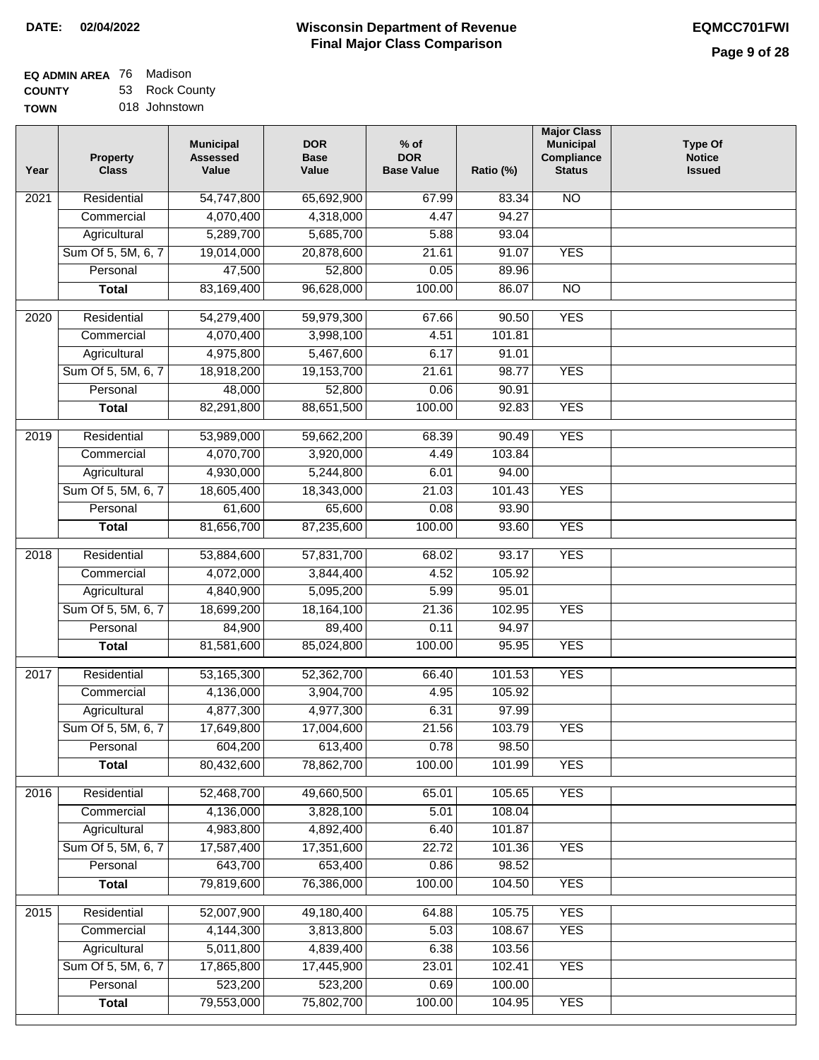**DATE: 02/04/2022**

# Wisconsin Department of Revenue
## Final Major Class Comparison

**EQMCC701FWI**

**EQ ADMIN AREA** 76 Madison
**COUNTY** 53 Rock County
**TOWN** 018 Johnstown

| Year | Property Class | Municipal Assessed Value | DOR Base Value | % of DOR Base Value | Ratio (%) | Major Class Municipal Compliance Status | Type Of Notice Issued |
|---|---|---|---|---|---|---|---|
| 2021 | Residential | 54,747,800 | 65,692,900 | 67.99 | 83.34 | NO | |
| | Commercial | 4,070,400 | 4,318,000 | 4.47 | 94.27 | | |
| | Agricultural | 5,289,700 | 5,685,700 | 5.88 | 93.04 | | |
| | Sum Of 5, 5M, 6, 7 | 19,014,000 | 20,878,600 | 21.61 | 91.07 | YES | |
| | Personal | 47,500 | 52,800 | 0.05 | 89.96 | | |
| | **Total** | 83,169,400 | 96,628,000 | 100.00 | 86.07 | NO | |
| 2020 | Residential | 54,279,400 | 59,979,300 | 67.66 | 90.50 | YES | |
| | Commercial | 4,070,400 | 3,998,100 | 4.51 | 101.81 | | |
| | Agricultural | 4,975,800 | 5,467,600 | 6.17 | 91.01 | | |
| | Sum Of 5, 5M, 6, 7 | 18,918,200 | 19,153,700 | 21.61 | 98.77 | YES | |
| | Personal | 48,000 | 52,800 | 0.06 | 90.91 | | |
| | **Total** | 82,291,800 | 88,651,500 | 100.00 | 92.83 | YES | |
| 2019 | Residential | 53,989,000 | 59,662,200 | 68.39 | 90.49 | YES | |
| | Commercial | 4,070,700 | 3,920,000 | 4.49 | 103.84 | | |
| | Agricultural | 4,930,000 | 5,244,800 | 6.01 | 94.00 | | |
| | Sum Of 5, 5M, 6, 7 | 18,605,400 | 18,343,000 | 21.03 | 101.43 | YES | |
| | Personal | 61,600 | 65,600 | 0.08 | 93.90 | | |
| | **Total** | 81,656,700 | 87,235,600 | 100.00 | 93.60 | YES | |
| 2018 | Residential | 53,884,600 | 57,831,700 | 68.02 | 93.17 | YES | |
| | Commercial | 4,072,000 | 3,844,400 | 4.52 | 105.92 | | |
| | Agricultural | 4,840,900 | 5,095,200 | 5.99 | 95.01 | | |
| | Sum Of 5, 5M, 6, 7 | 18,699,200 | 18,164,100 | 21.36 | 102.95 | YES | |
| | Personal | 84,900 | 89,400 | 0.11 | 94.97 | | |
| | **Total** | 81,581,600 | 85,024,800 | 100.00 | 95.95 | YES | |
| 2017 | Residential | 53,165,300 | 52,362,700 | 66.40 | 101.53 | YES | |
| | Commercial | 4,136,000 | 3,904,700 | 4.95 | 105.92 | | |
| | Agricultural | 4,877,300 | 4,977,300 | 6.31 | 97.99 | | |
| | Sum Of 5, 5M, 6, 7 | 17,649,800 | 17,004,600 | 21.56 | 103.79 | YES | |
| | Personal | 604,200 | 613,400 | 0.78 | 98.50 | | |
| | **Total** | 80,432,600 | 78,862,700 | 100.00 | 101.99 | YES | |
| 2016 | Residential | 52,468,700 | 49,660,500 | 65.01 | 105.65 | YES | |
| | Commercial | 4,136,000 | 3,828,100 | 5.01 | 108.04 | | |
| | Agricultural | 4,983,800 | 4,892,400 | 6.40 | 101.87 | | |
| | Sum Of 5, 5M, 6, 7 | 17,587,400 | 17,351,600 | 22.72 | 101.36 | YES | |
| | Personal | 643,700 | 653,400 | 0.86 | 98.52 | | |
| | **Total** | 79,819,600 | 76,386,000 | 100.00 | 104.50 | YES | |
| 2015 | Residential | 52,007,900 | 49,180,400 | 64.88 | 105.75 | YES | |
| | Commercial | 4,144,300 | 3,813,800 | 5.03 | 108.67 | YES | |
| | Agricultural | 5,011,800 | 4,839,400 | 6.38 | 103.56 | | |
| | Sum Of 5, 5M, 6, 7 | 17,865,800 | 17,445,900 | 23.01 | 102.41 | YES | |
| | Personal | 523,200 | 523,200 | 0.69 | 100.00 | | |
| | **Total** | 79,553,000 | 75,802,700 | 100.00 | 104.95 | YES | |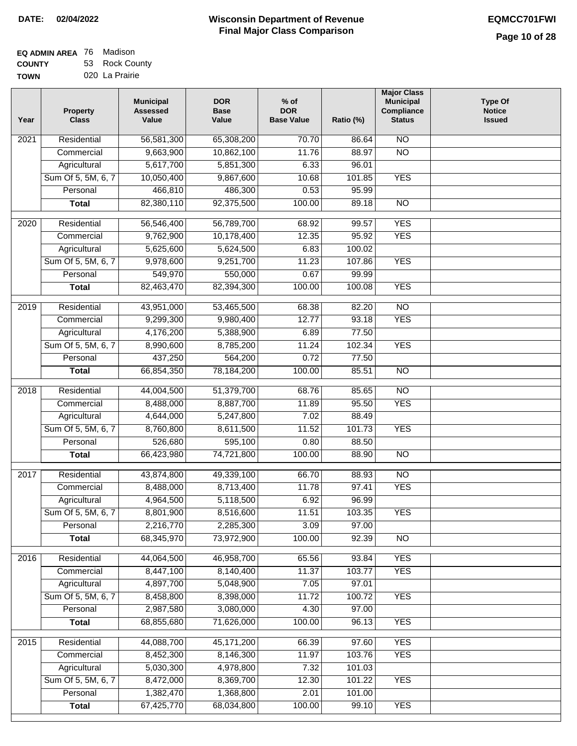**DATE: 02/04/2022**

# Wisconsin Department of Revenue
## Final Major Class Comparison

**EQMCC701FWI**

**EQ ADMIN AREA** 76 Madison
**COUNTY** 53 Rock County
**TOWN** 020 La Prairie

| Year | Property Class | Municipal Assessed Value | DOR Base Value | % of DOR Base Value | Ratio (%) | Major Class Municipal Compliance Status | Type Of Notice Issued |
|---|---|---|---|---|---|---|---|
| 2021 | Residential | 56,581,300 | 65,308,200 | 70.70 | 86.64 | NO | |
| | Commercial | 9,663,900 | 10,862,100 | 11.76 | 88.97 | NO | |
| | Agricultural | 5,617,700 | 5,851,300 | 6.33 | 96.01 | | |
| | Sum Of 5, 5M, 6, 7 | 10,050,400 | 9,867,600 | 10.68 | 101.85 | YES | |
| | Personal | 466,810 | 486,300 | 0.53 | 95.99 | | |
| | **Total** | 82,380,110 | 92,375,500 | 100.00 | 89.18 | NO | |
| 2020 | Residential | 56,546,400 | 56,789,700 | 68.92 | 99.57 | YES | |
| | Commercial | 9,762,900 | 10,178,400 | 12.35 | 95.92 | YES | |
| | Agricultural | 5,625,600 | 5,624,500 | 6.83 | 100.02 | | |
| | Sum Of 5, 5M, 6, 7 | 9,978,600 | 9,251,700 | 11.23 | 107.86 | YES | |
| | Personal | 549,970 | 550,000 | 0.67 | 99.99 | | |
| | **Total** | 82,463,470 | 82,394,300 | 100.00 | 100.08 | YES | |
| 2019 | Residential | 43,951,000 | 53,465,500 | 68.38 | 82.20 | NO | |
| | Commercial | 9,299,300 | 9,980,400 | 12.77 | 93.18 | YES | |
| | Agricultural | 4,176,200 | 5,388,900 | 6.89 | 77.50 | | |
| | Sum Of 5, 5M, 6, 7 | 8,990,600 | 8,785,200 | 11.24 | 102.34 | YES | |
| | Personal | 437,250 | 564,200 | 0.72 | 77.50 | | |
| | **Total** | 66,854,350 | 78,184,200 | 100.00 | 85.51 | NO | |
| 2018 | Residential | 44,004,500 | 51,379,700 | 68.76 | 85.65 | NO | |
| | Commercial | 8,488,000 | 8,887,700 | 11.89 | 95.50 | YES | |
| | Agricultural | 4,644,000 | 5,247,800 | 7.02 | 88.49 | | |
| | Sum Of 5, 5M, 6, 7 | 8,760,800 | 8,611,500 | 11.52 | 101.73 | YES | |
| | Personal | 526,680 | 595,100 | 0.80 | 88.50 | | |
| | **Total** | 66,423,980 | 74,721,800 | 100.00 | 88.90 | NO | |
| 2017 | Residential | 43,874,800 | 49,339,100 | 66.70 | 88.93 | NO | |
| | Commercial | 8,488,000 | 8,713,400 | 11.78 | 97.41 | YES | |
| | Agricultural | 4,964,500 | 5,118,500 | 6.92 | 96.99 | | |
| | Sum Of 5, 5M, 6, 7 | 8,801,900 | 8,516,600 | 11.51 | 103.35 | YES | |
| | Personal | 2,216,770 | 2,285,300 | 3.09 | 97.00 | | |
| | **Total** | 68,345,970 | 73,972,900 | 100.00 | 92.39 | NO | |
| 2016 | Residential | 44,064,500 | 46,958,700 | 65.56 | 93.84 | YES | |
| | Commercial | 8,447,100 | 8,140,400 | 11.37 | 103.77 | YES | |
| | Agricultural | 4,897,700 | 5,048,900 | 7.05 | 97.01 | | |
| | Sum Of 5, 5M, 6, 7 | 8,458,800 | 8,398,000 | 11.72 | 100.72 | YES | |
| | Personal | 2,987,580 | 3,080,000 | 4.30 | 97.00 | | |
| | **Total** | 68,855,680 | 71,626,000 | 100.00 | 96.13 | YES | |
| 2015 | Residential | 44,088,700 | 45,171,200 | 66.39 | 97.60 | YES | |
| | Commercial | 8,452,300 | 8,146,300 | 11.97 | 103.76 | YES | |
| | Agricultural | 5,030,300 | 4,978,800 | 7.32 | 101.03 | | |
| | Sum Of 5, 5M, 6, 7 | 8,472,000 | 8,369,700 | 12.30 | 101.22 | YES | |
| | Personal | 1,382,470 | 1,368,800 | 2.01 | 101.00 | | |
| | **Total** | 67,425,770 | 68,034,800 | 100.00 | 99.10 | YES | |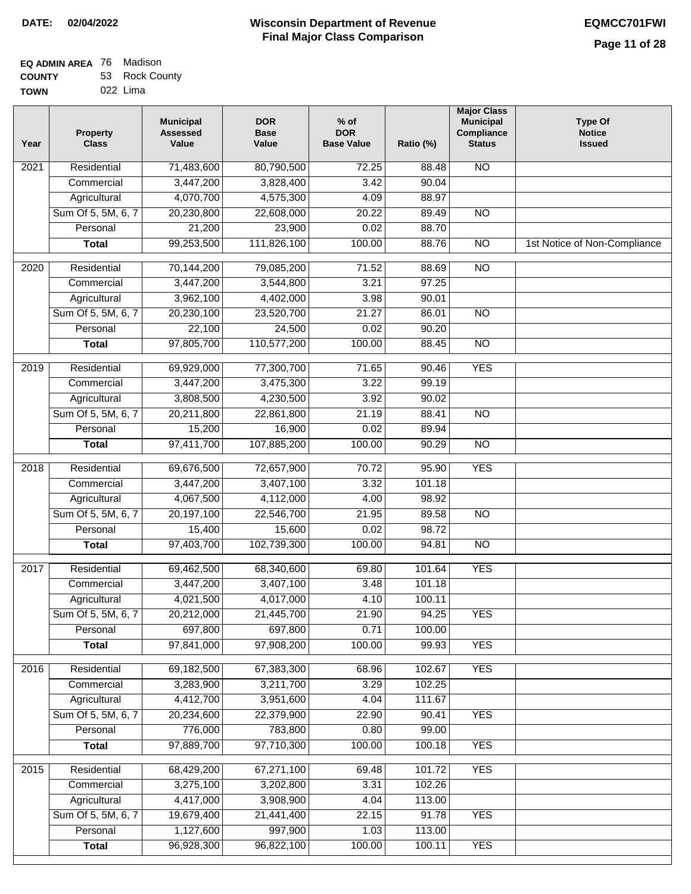**DATE: 02/04/2022**

# Wisconsin Department of Revenue
## Final Major Class Comparison

**EQMCC701FWI**

**EQ ADMIN AREA** 76 Madison
**COUNTY** 53 Rock County
**TOWN** 022 Lima

| Year | Property Class | Municipal Assessed Value | DOR Base Value | % of DOR Base Value | Ratio (%) | Major Class Municipal Compliance Status | Type Of Notice Issued |
|---|---|---|---|---|---|---|---|
| 2021 | Residential | 71,483,600 | 80,790,500 | 72.25 | 88.48 | NO | |
| | Commercial | 3,447,200 | 3,828,400 | 3.42 | 90.04 | | |
| | Agricultural | 4,070,700 | 4,575,300 | 4.09 | 88.97 | | |
| | Sum Of 5, 5M, 6, 7 | 20,230,800 | 22,608,000 | 20.22 | 89.49 | NO | |
| | Personal | 21,200 | 23,900 | 0.02 | 88.70 | | |
| | **Total** | 99,253,500 | 111,826,100 | 100.00 | 88.76 | NO | 1st Notice of Non-Compliance |
| 2020 | Residential | 70,144,200 | 79,085,200 | 71.52 | 88.69 | NO | |
| | Commercial | 3,447,200 | 3,544,800 | 3.21 | 97.25 | | |
| | Agricultural | 3,962,100 | 4,402,000 | 3.98 | 90.01 | | |
| | Sum Of 5, 5M, 6, 7 | 20,230,100 | 23,520,700 | 21.27 | 86.01 | NO | |
| | Personal | 22,100 | 24,500 | 0.02 | 90.20 | | |
| | **Total** | 97,805,700 | 110,577,200 | 100.00 | 88.45 | NO | |
| 2019 | Residential | 69,929,000 | 77,300,700 | 71.65 | 90.46 | YES | |
| | Commercial | 3,447,200 | 3,475,300 | 3.22 | 99.19 | | |
| | Agricultural | 3,808,500 | 4,230,500 | 3.92 | 90.02 | | |
| | Sum Of 5, 5M, 6, 7 | 20,211,800 | 22,861,800 | 21.19 | 88.41 | NO | |
| | Personal | 15,200 | 16,900 | 0.02 | 89.94 | | |
| | **Total** | 97,411,700 | 107,885,200 | 100.00 | 90.29 | NO | |
| 2018 | Residential | 69,676,500 | 72,657,900 | 70.72 | 95.90 | YES | |
| | Commercial | 3,447,200 | 3,407,100 | 3.32 | 101.18 | | |
| | Agricultural | 4,067,500 | 4,112,000 | 4.00 | 98.92 | | |
| | Sum Of 5, 5M, 6, 7 | 20,197,100 | 22,546,700 | 21.95 | 89.58 | NO | |
| | Personal | 15,400 | 15,600 | 0.02 | 98.72 | | |
| | **Total** | 97,403,700 | 102,739,300 | 100.00 | 94.81 | NO | |
| 2017 | Residential | 69,462,500 | 68,340,600 | 69.80 | 101.64 | YES | |
| | Commercial | 3,447,200 | 3,407,100 | 3.48 | 101.18 | | |
| | Agricultural | 4,021,500 | 4,017,000 | 4.10 | 100.11 | | |
| | Sum Of 5, 5M, 6, 7 | 20,212,000 | 21,445,700 | 21.90 | 94.25 | YES | |
| | Personal | 697,800 | 697,800 | 0.71 | 100.00 | | |
| | **Total** | 97,841,000 | 97,908,200 | 100.00 | 99.93 | YES | |
| 2016 | Residential | 69,182,500 | 67,383,300 | 68.96 | 102.67 | YES | |
| | Commercial | 3,283,900 | 3,211,700 | 3.29 | 102.25 | | |
| | Agricultural | 4,412,700 | 3,951,600 | 4.04 | 111.67 | | |
| | Sum Of 5, 5M, 6, 7 | 20,234,600 | 22,379,900 | 22.90 | 90.41 | YES | |
| | Personal | 776,000 | 783,800 | 0.80 | 99.00 | | |
| | **Total** | 97,889,700 | 97,710,300 | 100.00 | 100.18 | YES | |
| 2015 | Residential | 68,429,200 | 67,271,100 | 69.48 | 101.72 | YES | |
| | Commercial | 3,275,100 | 3,202,800 | 3.31 | 102.26 | | |
| | Agricultural | 4,417,000 | 3,908,900 | 4.04 | 113.00 | | |
| | Sum Of 5, 5M, 6, 7 | 19,679,400 | 21,441,400 | 22.15 | 91.78 | YES | |
| | Personal | 1,127,600 | 997,900 | 1.03 | 113.00 | | |
| | **Total** | 96,928,300 | 96,822,100 | 100.00 | 100.11 | YES | |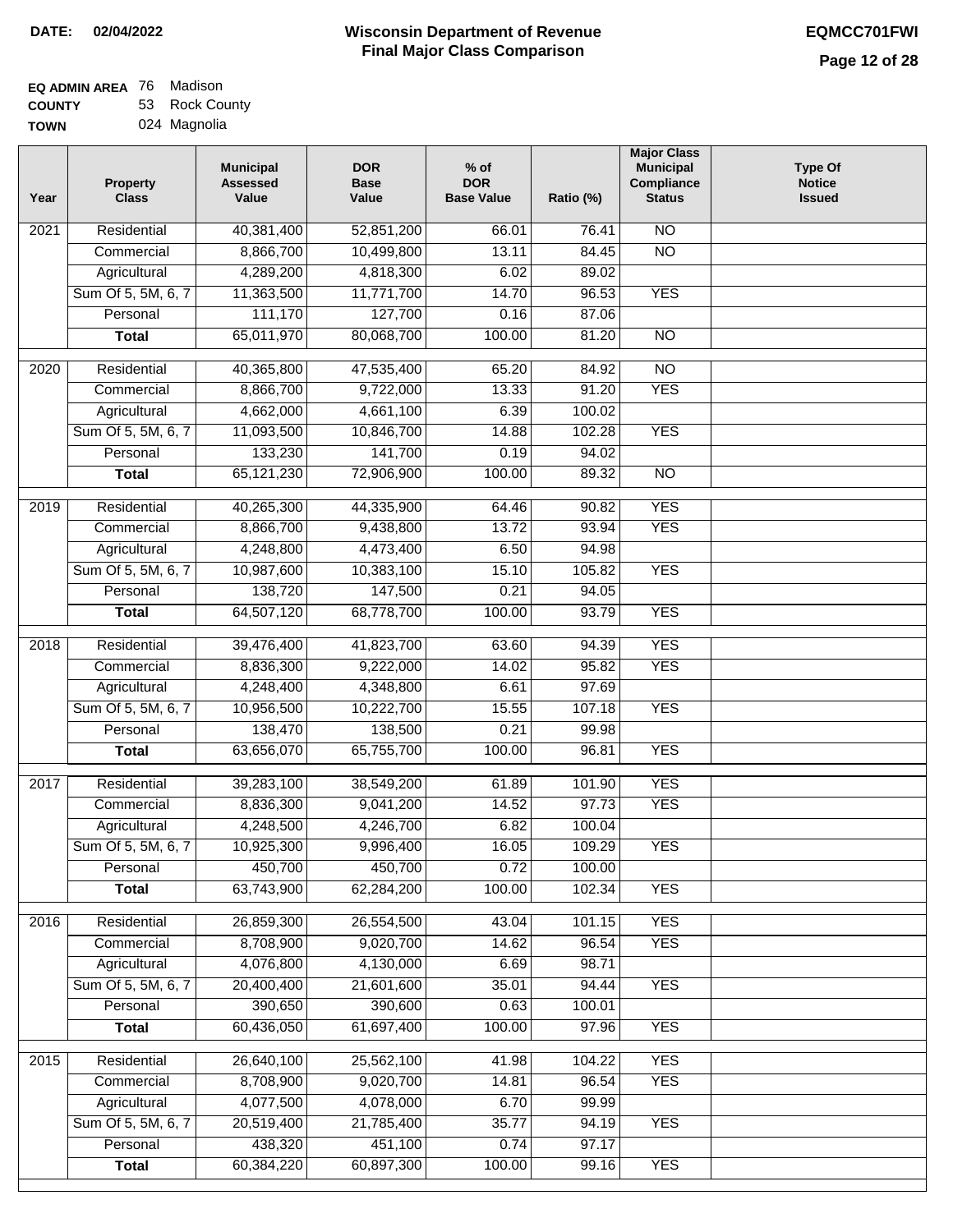**DATE: 02/04/2022**

# Wisconsin Department of Revenue
## Final Major Class Comparison

**EQMCC701FWI**

**EQ ADMIN AREA** 76 Madison
**COUNTY** 53 Rock County
**TOWN** 024 Magnolia

| Year | Property Class | Municipal Assessed Value | DOR Base Value | % of DOR Base Value | Ratio (%) | Major Class Municipal Compliance Status | Type Of Notice Issued |
|---|---|---|---|---|---|---|---|
| 2021 | Residential | 40,381,400 | 52,851,200 | 66.01 | 76.41 | NO | |
| | Commercial | 8,866,700 | 10,499,800 | 13.11 | 84.45 | NO | |
| | Agricultural | 4,289,200 | 4,818,300 | 6.02 | 89.02 | | |
| | Sum Of 5, 5M, 6, 7 | 11,363,500 | 11,771,700 | 14.70 | 96.53 | YES | |
| | Personal | 111,170 | 127,700 | 0.16 | 87.06 | | |
| | **Total** | 65,011,970 | 80,068,700 | 100.00 | 81.20 | NO | |
| 2020 | Residential | 40,365,800 | 47,535,400 | 65.20 | 84.92 | NO | |
| | Commercial | 8,866,700 | 9,722,000 | 13.33 | 91.20 | YES | |
| | Agricultural | 4,662,000 | 4,661,100 | 6.39 | 100.02 | | |
| | Sum Of 5, 5M, 6, 7 | 11,093,500 | 10,846,700 | 14.88 | 102.28 | YES | |
| | Personal | 133,230 | 141,700 | 0.19 | 94.02 | | |
| | **Total** | 65,121,230 | 72,906,900 | 100.00 | 89.32 | NO | |
| 2019 | Residential | 40,265,300 | 44,335,900 | 64.46 | 90.82 | YES | |
| | Commercial | 8,866,700 | 9,438,800 | 13.72 | 93.94 | YES | |
| | Agricultural | 4,248,800 | 4,473,400 | 6.50 | 94.98 | | |
| | Sum Of 5, 5M, 6, 7 | 10,987,600 | 10,383,100 | 15.10 | 105.82 | YES | |
| | Personal | 138,720 | 147,500 | 0.21 | 94.05 | | |
| | **Total** | 64,507,120 | 68,778,700 | 100.00 | 93.79 | YES | |
| 2018 | Residential | 39,476,400 | 41,823,700 | 63.60 | 94.39 | YES | |
| | Commercial | 8,836,300 | 9,222,000 | 14.02 | 95.82 | YES | |
| | Agricultural | 4,248,400 | 4,348,800 | 6.61 | 97.69 | | |
| | Sum Of 5, 5M, 6, 7 | 10,956,500 | 10,222,700 | 15.55 | 107.18 | YES | |
| | Personal | 138,470 | 138,500 | 0.21 | 99.98 | | |
| | **Total** | 63,656,070 | 65,755,700 | 100.00 | 96.81 | YES | |
| 2017 | Residential | 39,283,100 | 38,549,200 | 61.89 | 101.90 | YES | |
| | Commercial | 8,836,300 | 9,041,200 | 14.52 | 97.73 | YES | |
| | Agricultural | 4,248,500 | 4,246,700 | 6.82 | 100.04 | | |
| | Sum Of 5, 5M, 6, 7 | 10,925,300 | 9,996,400 | 16.05 | 109.29 | YES | |
| | Personal | 450,700 | 450,700 | 0.72 | 100.00 | | |
| | **Total** | 63,743,900 | 62,284,200 | 100.00 | 102.34 | YES | |
| 2016 | Residential | 26,859,300 | 26,554,500 | 43.04 | 101.15 | YES | |
| | Commercial | 8,708,900 | 9,020,700 | 14.62 | 96.54 | YES | |
| | Agricultural | 4,076,800 | 4,130,000 | 6.69 | 98.71 | | |
| | Sum Of 5, 5M, 6, 7 | 20,400,400 | 21,601,600 | 35.01 | 94.44 | YES | |
| | Personal | 390,650 | 390,600 | 0.63 | 100.01 | | |
| | **Total** | 60,436,050 | 61,697,400 | 100.00 | 97.96 | YES | |
| 2015 | Residential | 26,640,100 | 25,562,100 | 41.98 | 104.22 | YES | |
| | Commercial | 8,708,900 | 9,020,700 | 14.81 | 96.54 | YES | |
| | Agricultural | 4,077,500 | 4,078,000 | 6.70 | 99.99 | | |
| | Sum Of 5, 5M, 6, 7 | 20,519,400 | 21,785,400 | 35.77 | 94.19 | YES | |
| | Personal | 438,320 | 451,100 | 0.74 | 97.17 | | |
| | **Total** | 60,384,220 | 60,897,300 | 100.00 | 99.16 | YES | |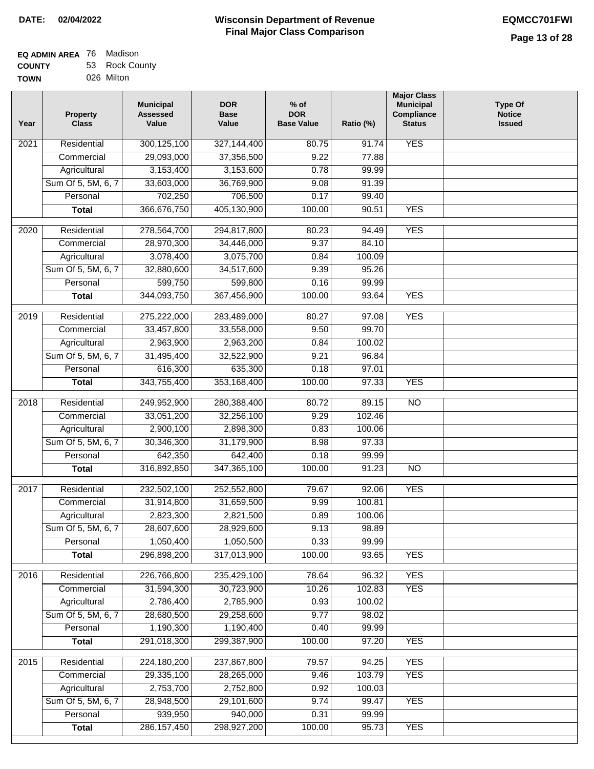**DATE: 02/04/2022**

# Wisconsin Department of Revenue
## Final Major Class Comparison

**EQMCC701FWI**

**EQ ADMIN AREA** 76 Madison
**COUNTY** 53 Rock County
**TOWN** 026 Milton

| Year | Property Class | Municipal Assessed Value | DOR Base Value | % of DOR Base Value | Ratio (%) | Major Class Municipal Compliance Status | Type Of Notice Issued |
|---|---|---|---|---|---|---|---|
| 2021 | Residential | 300,125,100 | 327,144,400 | 80.75 | 91.74 | YES | |
| | Commercial | 29,093,000 | 37,356,500 | 9.22 | 77.88 | | |
| | Agricultural | 3,153,400 | 3,153,600 | 0.78 | 99.99 | | |
| | Sum Of 5, 5M, 6, 7 | 33,603,000 | 36,769,900 | 9.08 | 91.39 | | |
| | Personal | 702,250 | 706,500 | 0.17 | 99.40 | | |
| | **Total** | 366,676,750 | 405,130,900 | 100.00 | 90.51 | YES | |
| 2020 | Residential | 278,564,700 | 294,817,800 | 80.23 | 94.49 | YES | |
| | Commercial | 28,970,300 | 34,446,000 | 9.37 | 84.10 | | |
| | Agricultural | 3,078,400 | 3,075,700 | 0.84 | 100.09 | | |
| | Sum Of 5, 5M, 6, 7 | 32,880,600 | 34,517,600 | 9.39 | 95.26 | | |
| | Personal | 599,750 | 599,800 | 0.16 | 99.99 | | |
| | **Total** | 344,093,750 | 367,456,900 | 100.00 | 93.64 | YES | |
| 2019 | Residential | 275,222,000 | 283,489,000 | 80.27 | 97.08 | YES | |
| | Commercial | 33,457,800 | 33,558,000 | 9.50 | 99.70 | | |
| | Agricultural | 2,963,900 | 2,963,200 | 0.84 | 100.02 | | |
| | Sum Of 5, 5M, 6, 7 | 31,495,400 | 32,522,900 | 9.21 | 96.84 | | |
| | Personal | 616,300 | 635,300 | 0.18 | 97.01 | | |
| | **Total** | 343,755,400 | 353,168,400 | 100.00 | 97.33 | YES | |
| 2018 | Residential | 249,952,900 | 280,388,400 | 80.72 | 89.15 | NO | |
| | Commercial | 33,051,200 | 32,256,100 | 9.29 | 102.46 | | |
| | Agricultural | 2,900,100 | 2,898,300 | 0.83 | 100.06 | | |
| | Sum Of 5, 5M, 6, 7 | 30,346,300 | 31,179,900 | 8.98 | 97.33 | | |
| | Personal | 642,350 | 642,400 | 0.18 | 99.99 | | |
| | **Total** | 316,892,850 | 347,365,100 | 100.00 | 91.23 | NO | |
| 2017 | Residential | 232,502,100 | 252,552,800 | 79.67 | 92.06 | YES | |
| | Commercial | 31,914,800 | 31,659,500 | 9.99 | 100.81 | | |
| | Agricultural | 2,823,300 | 2,821,500 | 0.89 | 100.06 | | |
| | Sum Of 5, 5M, 6, 7 | 28,607,600 | 28,929,600 | 9.13 | 98.89 | | |
| | Personal | 1,050,400 | 1,050,500 | 0.33 | 99.99 | | |
| | **Total** | 296,898,200 | 317,013,900 | 100.00 | 93.65 | YES | |
| 2016 | Residential | 226,766,800 | 235,429,100 | 78.64 | 96.32 | YES | |
| | Commercial | 31,594,300 | 30,723,900 | 10.26 | 102.83 | YES | |
| | Agricultural | 2,786,400 | 2,785,900 | 0.93 | 100.02 | | |
| | Sum Of 5, 5M, 6, 7 | 28,680,500 | 29,258,600 | 9.77 | 98.02 | | |
| | Personal | 1,190,300 | 1,190,400 | 0.40 | 99.99 | | |
| | **Total** | 291,018,300 | 299,387,900 | 100.00 | 97.20 | YES | |
| 2015 | Residential | 224,180,200 | 237,867,800 | 79.57 | 94.25 | YES | |
| | Commercial | 29,335,100 | 28,265,000 | 9.46 | 103.79 | YES | |
| | Agricultural | 2,753,700 | 2,752,800 | 0.92 | 100.03 | | |
| | Sum Of 5, 5M, 6, 7 | 28,948,500 | 29,101,600 | 9.74 | 99.47 | YES | |
| | Personal | 939,950 | 940,000 | 0.31 | 99.99 | | |
| | **Total** | 286,157,450 | 298,927,200 | 100.00 | 95.73 | YES | |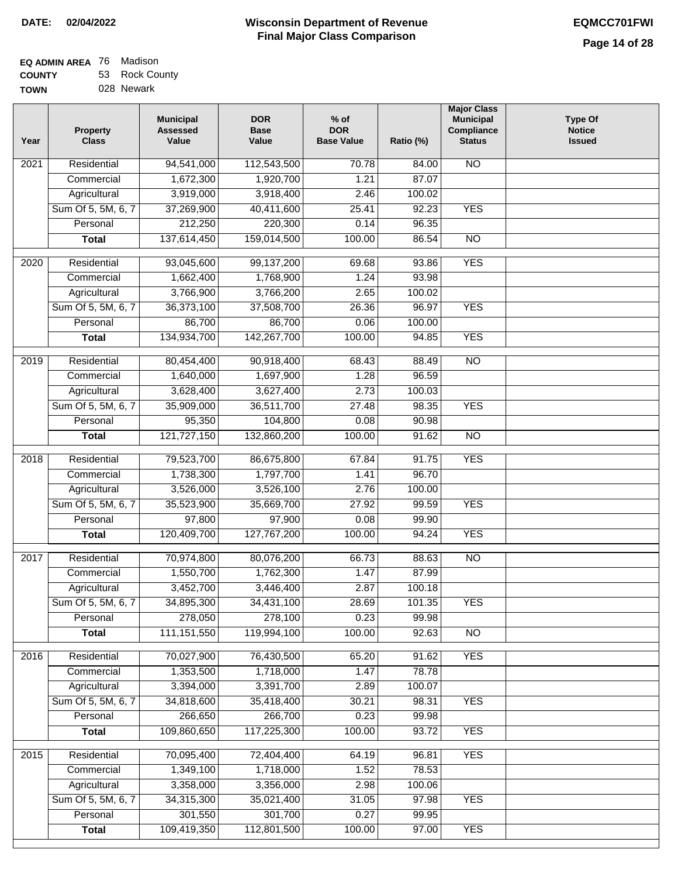**DATE:** 02/04/2022

# Wisconsin Department of Revenue
## Final Major Class Comparison

**EQMCC701FWI**

**EQ ADMIN AREA** 76 Madison
**COUNTY** 53 Rock County
**TOWN** 028 Newark

| Year | Property Class | Municipal Assessed Value | DOR Base Value | % of DOR Base Value | Ratio (%) | Major Class Municipal Compliance Status | Type Of Notice Issued |
|---|---|---|---|---|---|---|---|
| 2021 | Residential | 94,541,000 | 112,543,500 | 70.78 | 84.00 | NO | |
| | Commercial | 1,672,300 | 1,920,700 | 1.21 | 87.07 | | |
| | Agricultural | 3,919,000 | 3,918,400 | 2.46 | 100.02 | | |
| | Sum Of 5, 5M, 6, 7 | 37,269,900 | 40,411,600 | 25.41 | 92.23 | YES | |
| | Personal | 212,250 | 220,300 | 0.14 | 96.35 | | |
| | **Total** | 137,614,450 | 159,014,500 | 100.00 | 86.54 | NO | |
| 2020 | Residential | 93,045,600 | 99,137,200 | 69.68 | 93.86 | YES | |
| | Commercial | 1,662,400 | 1,768,900 | 1.24 | 93.98 | | |
| | Agricultural | 3,766,900 | 3,766,200 | 2.65 | 100.02 | | |
| | Sum Of 5, 5M, 6, 7 | 36,373,100 | 37,508,700 | 26.36 | 96.97 | YES | |
| | Personal | 86,700 | 86,700 | 0.06 | 100.00 | | |
| | **Total** | 134,934,700 | 142,267,700 | 100.00 | 94.85 | YES | |
| 2019 | Residential | 80,454,400 | 90,918,400 | 68.43 | 88.49 | NO | |
| | Commercial | 1,640,000 | 1,697,900 | 1.28 | 96.59 | | |
| | Agricultural | 3,628,400 | 3,627,400 | 2.73 | 100.03 | | |
| | Sum Of 5, 5M, 6, 7 | 35,909,000 | 36,511,700 | 27.48 | 98.35 | YES | |
| | Personal | 95,350 | 104,800 | 0.08 | 90.98 | | |
| | **Total** | 121,727,150 | 132,860,200 | 100.00 | 91.62 | NO | |
| 2018 | Residential | 79,523,700 | 86,675,800 | 67.84 | 91.75 | YES | |
| | Commercial | 1,738,300 | 1,797,700 | 1.41 | 96.70 | | |
| | Agricultural | 3,526,000 | 3,526,100 | 2.76 | 100.00 | | |
| | Sum Of 5, 5M, 6, 7 | 35,523,900 | 35,669,700 | 27.92 | 99.59 | YES | |
| | Personal | 97,800 | 97,900 | 0.08 | 99.90 | | |
| | **Total** | 120,409,700 | 127,767,200 | 100.00 | 94.24 | YES | |
| 2017 | Residential | 70,974,800 | 80,076,200 | 66.73 | 88.63 | NO | |
| | Commercial | 1,550,700 | 1,762,300 | 1.47 | 87.99 | | |
| | Agricultural | 3,452,700 | 3,446,400 | 2.87 | 100.18 | | |
| | Sum Of 5, 5M, 6, 7 | 34,895,300 | 34,431,100 | 28.69 | 101.35 | YES | |
| | Personal | 278,050 | 278,100 | 0.23 | 99.98 | | |
| | **Total** | 111,151,550 | 119,994,100 | 100.00 | 92.63 | NO | |
| 2016 | Residential | 70,027,900 | 76,430,500 | 65.20 | 91.62 | YES | |
| | Commercial | 1,353,500 | 1,718,000 | 1.47 | 78.78 | | |
| | Agricultural | 3,394,000 | 3,391,700 | 2.89 | 100.07 | | |
| | Sum Of 5, 5M, 6, 7 | 34,818,600 | 35,418,400 | 30.21 | 98.31 | YES | |
| | Personal | 266,650 | 266,700 | 0.23 | 99.98 | | |
| | **Total** | 109,860,650 | 117,225,300 | 100.00 | 93.72 | YES | |
| 2015 | Residential | 70,095,400 | 72,404,400 | 64.19 | 96.81 | YES | |
| | Commercial | 1,349,100 | 1,718,000 | 1.52 | 78.53 | | |
| | Agricultural | 3,358,000 | 3,356,000 | 2.98 | 100.06 | | |
| | Sum Of 5, 5M, 6, 7 | 34,315,300 | 35,021,400 | 31.05 | 97.98 | YES | |
| | Personal | 301,550 | 301,700 | 0.27 | 99.95 | | |
| | **Total** | 109,419,350 | 112,801,500 | 100.00 | 97.00 | YES | |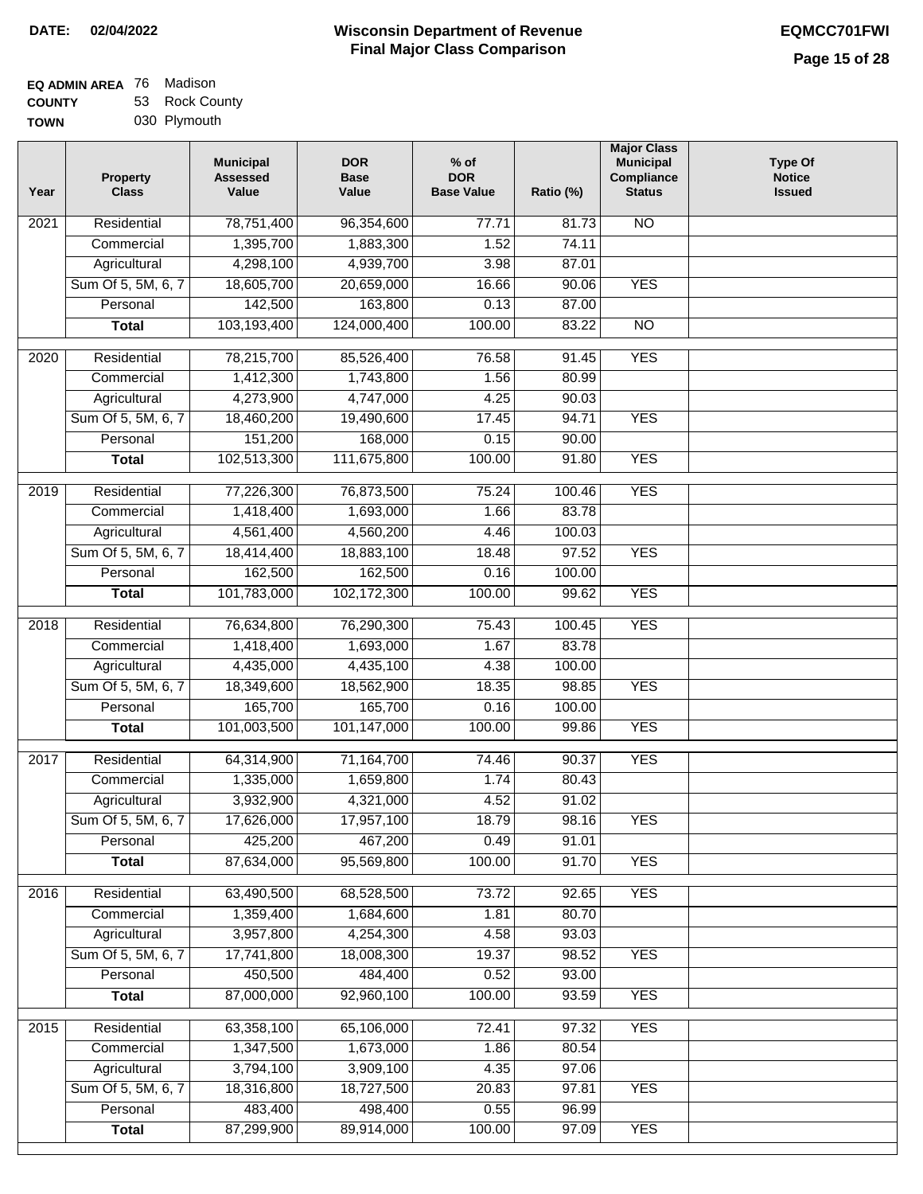**DATE:** 02/04/2022

# Wisconsin Department of Revenue
## Final Major Class Comparison

**EQMCC701FWI**

**EQ ADMIN AREA** 76 Madison
**COUNTY** 53 Rock County
**TOWN** 030 Plymouth

| Year | Property Class | Municipal Assessed Value | DOR Base Value | % of DOR Base Value | Ratio (%) | Major Class Municipal Compliance Status | Type Of Notice Issued |
|---|---|---|---|---|---|---|---|
| 2021 | Residential | 78,751,400 | 96,354,600 | 77.71 | 81.73 | NO | |
| | Commercial | 1,395,700 | 1,883,300 | 1.52 | 74.11 | | |
| | Agricultural | 4,298,100 | 4,939,700 | 3.98 | 87.01 | | |
| | Sum Of 5, 5M, 6, 7 | 18,605,700 | 20,659,000 | 16.66 | 90.06 | YES | |
| | Personal | 142,500 | 163,800 | 0.13 | 87.00 | | |
| | **Total** | 103,193,400 | 124,000,400 | 100.00 | 83.22 | NO | |
| 2020 | Residential | 78,215,700 | 85,526,400 | 76.58 | 91.45 | YES | |
| | Commercial | 1,412,300 | 1,743,800 | 1.56 | 80.99 | | |
| | Agricultural | 4,273,900 | 4,747,000 | 4.25 | 90.03 | | |
| | Sum Of 5, 5M, 6, 7 | 18,460,200 | 19,490,600 | 17.45 | 94.71 | YES | |
| | Personal | 151,200 | 168,000 | 0.15 | 90.00 | | |
| | **Total** | 102,513,300 | 111,675,800 | 100.00 | 91.80 | YES | |
| 2019 | Residential | 77,226,300 | 76,873,500 | 75.24 | 100.46 | YES | |
| | Commercial | 1,418,400 | 1,693,000 | 1.66 | 83.78 | | |
| | Agricultural | 4,561,400 | 4,560,200 | 4.46 | 100.03 | | |
| | Sum Of 5, 5M, 6, 7 | 18,414,400 | 18,883,100 | 18.48 | 97.52 | YES | |
| | Personal | 162,500 | 162,500 | 0.16 | 100.00 | | |
| | **Total** | 101,783,000 | 102,172,300 | 100.00 | 99.62 | YES | |
| 2018 | Residential | 76,634,800 | 76,290,300 | 75.43 | 100.45 | YES | |
| | Commercial | 1,418,400 | 1,693,000 | 1.67 | 83.78 | | |
| | Agricultural | 4,435,000 | 4,435,100 | 4.38 | 100.00 | | |
| | Sum Of 5, 5M, 6, 7 | 18,349,600 | 18,562,900 | 18.35 | 98.85 | YES | |
| | Personal | 165,700 | 165,700 | 0.16 | 100.00 | | |
| | **Total** | 101,003,500 | 101,147,000 | 100.00 | 99.86 | YES | |
| 2017 | Residential | 64,314,900 | 71,164,700 | 74.46 | 90.37 | YES | |
| | Commercial | 1,335,000 | 1,659,800 | 1.74 | 80.43 | | |
| | Agricultural | 3,932,900 | 4,321,000 | 4.52 | 91.02 | | |
| | Sum Of 5, 5M, 6, 7 | 17,626,000 | 17,957,100 | 18.79 | 98.16 | YES | |
| | Personal | 425,200 | 467,200 | 0.49 | 91.01 | | |
| | **Total** | 87,634,000 | 95,569,800 | 100.00 | 91.70 | YES | |
| 2016 | Residential | 63,490,500 | 68,528,500 | 73.72 | 92.65 | YES | |
| | Commercial | 1,359,400 | 1,684,600 | 1.81 | 80.70 | | |
| | Agricultural | 3,957,800 | 4,254,300 | 4.58 | 93.03 | | |
| | Sum Of 5, 5M, 6, 7 | 17,741,800 | 18,008,300 | 19.37 | 98.52 | YES | |
| | Personal | 450,500 | 484,400 | 0.52 | 93.00 | | |
| | **Total** | 87,000,000 | 92,960,100 | 100.00 | 93.59 | YES | |
| 2015 | Residential | 63,358,100 | 65,106,000 | 72.41 | 97.32 | YES | |
| | Commercial | 1,347,500 | 1,673,000 | 1.86 | 80.54 | | |
| | Agricultural | 3,794,100 | 3,909,100 | 4.35 | 97.06 | | |
| | Sum Of 5, 5M, 6, 7 | 18,316,800 | 18,727,500 | 20.83 | 97.81 | YES | |
| | Personal | 483,400 | 498,400 | 0.55 | 96.99 | | |
| | **Total** | 87,299,900 | 89,914,000 | 100.00 | 97.09 | YES | |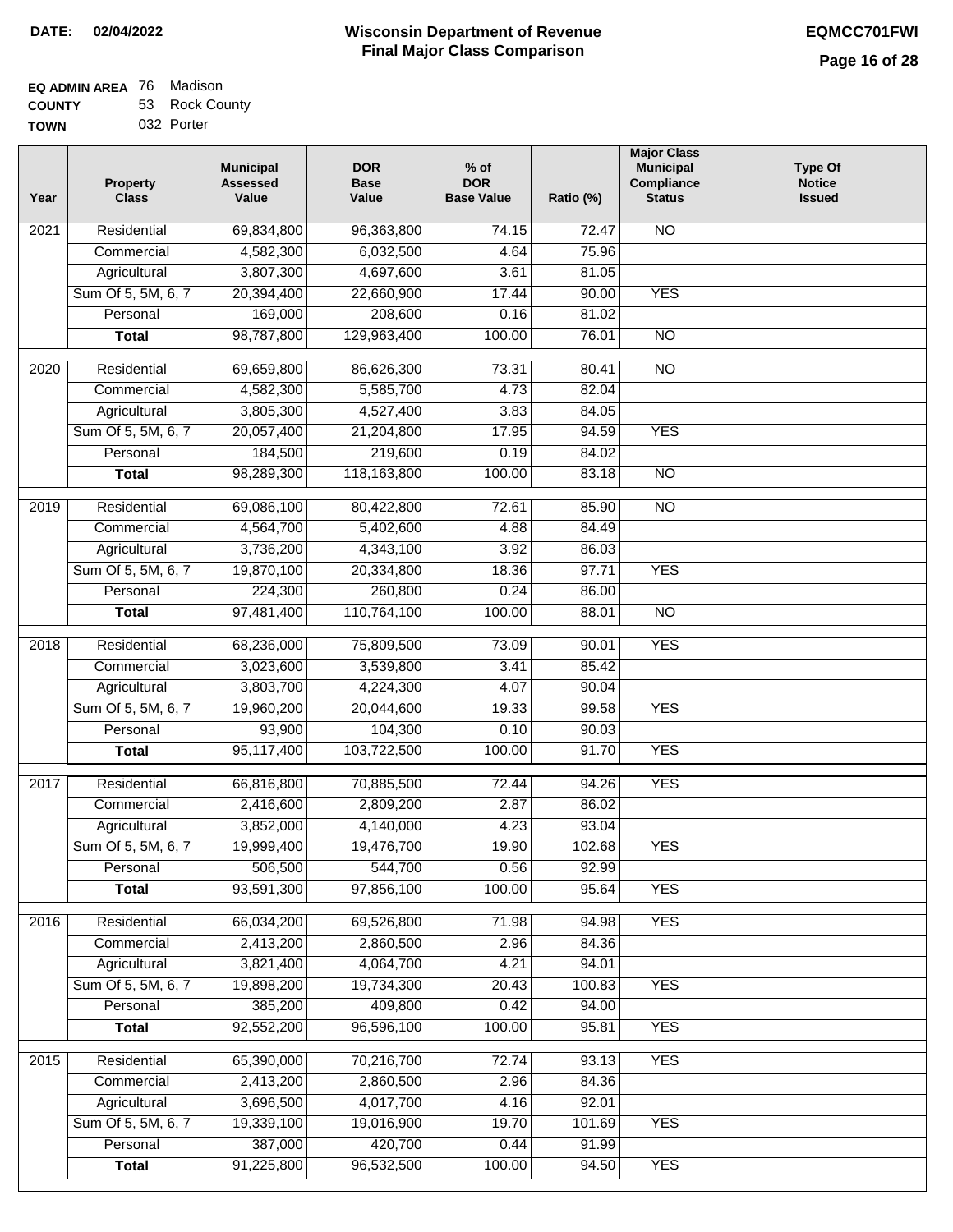**DATE:** 02/04/2022

# Wisconsin Department of Revenue
## Final Major Class Comparison

**EQMCC701FWI**

**EQ ADMIN AREA** 76 Madison
**COUNTY** 53 Rock County
**TOWN** 032 Porter

| Year | Property Class | Municipal Assessed Value | DOR Base Value | % of DOR Base Value | Ratio (%) | Major Class Municipal Compliance Status | Type Of Notice Issued |
|---|---|---|---|---|---|---|---|
| 2021 | Residential | 69,834,800 | 96,363,800 | 74.15 | 72.47 | NO | |
| | Commercial | 4,582,300 | 6,032,500 | 4.64 | 75.96 | | |
| | Agricultural | 3,807,300 | 4,697,600 | 3.61 | 81.05 | | |
| | Sum Of 5, 5M, 6, 7 | 20,394,400 | 22,660,900 | 17.44 | 90.00 | YES | |
| | Personal | 169,000 | 208,600 | 0.16 | 81.02 | | |
| | **Total** | 98,787,800 | 129,963,400 | 100.00 | 76.01 | NO | |
| 2020 | Residential | 69,659,800 | 86,626,300 | 73.31 | 80.41 | NO | |
| | Commercial | 4,582,300 | 5,585,700 | 4.73 | 82.04 | | |
| | Agricultural | 3,805,300 | 4,527,400 | 3.83 | 84.05 | | |
| | Sum Of 5, 5M, 6, 7 | 20,057,400 | 21,204,800 | 17.95 | 94.59 | YES | |
| | Personal | 184,500 | 219,600 | 0.19 | 84.02 | | |
| | **Total** | 98,289,300 | 118,163,800 | 100.00 | 83.18 | NO | |
| 2019 | Residential | 69,086,100 | 80,422,800 | 72.61 | 85.90 | NO | |
| | Commercial | 4,564,700 | 5,402,600 | 4.88 | 84.49 | | |
| | Agricultural | 3,736,200 | 4,343,100 | 3.92 | 86.03 | | |
| | Sum Of 5, 5M, 6, 7 | 19,870,100 | 20,334,800 | 18.36 | 97.71 | YES | |
| | Personal | 224,300 | 260,800 | 0.24 | 86.00 | | |
| | **Total** | 97,481,400 | 110,764,100 | 100.00 | 88.01 | NO | |
| 2018 | Residential | 68,236,000 | 75,809,500 | 73.09 | 90.01 | YES | |
| | Commercial | 3,023,600 | 3,539,800 | 3.41 | 85.42 | | |
| | Agricultural | 3,803,700 | 4,224,300 | 4.07 | 90.04 | | |
| | Sum Of 5, 5M, 6, 7 | 19,960,200 | 20,044,600 | 19.33 | 99.58 | YES | |
| | Personal | 93,900 | 104,300 | 0.10 | 90.03 | | |
| | **Total** | 95,117,400 | 103,722,500 | 100.00 | 91.70 | YES | |
| 2017 | Residential | 66,816,800 | 70,885,500 | 72.44 | 94.26 | YES | |
| | Commercial | 2,416,600 | 2,809,200 | 2.87 | 86.02 | | |
| | Agricultural | 3,852,000 | 4,140,000 | 4.23 | 93.04 | | |
| | Sum Of 5, 5M, 6, 7 | 19,999,400 | 19,476,700 | 19.90 | 102.68 | YES | |
| | Personal | 506,500 | 544,700 | 0.56 | 92.99 | | |
| | **Total** | 93,591,300 | 97,856,100 | 100.00 | 95.64 | YES | |
| 2016 | Residential | 66,034,200 | 69,526,800 | 71.98 | 94.98 | YES | |
| | Commercial | 2,413,200 | 2,860,500 | 2.96 | 84.36 | | |
| | Agricultural | 3,821,400 | 4,064,700 | 4.21 | 94.01 | | |
| | Sum Of 5, 5M, 6, 7 | 19,898,200 | 19,734,300 | 20.43 | 100.83 | YES | |
| | Personal | 385,200 | 409,800 | 0.42 | 94.00 | | |
| | **Total** | 92,552,200 | 96,596,100 | 100.00 | 95.81 | YES | |
| 2015 | Residential | 65,390,000 | 70,216,700 | 72.74 | 93.13 | YES | |
| | Commercial | 2,413,200 | 2,860,500 | 2.96 | 84.36 | | |
| | Agricultural | 3,696,500 | 4,017,700 | 4.16 | 92.01 | | |
| | Sum Of 5, 5M, 6, 7 | 19,339,100 | 19,016,900 | 19.70 | 101.69 | YES | |
| | Personal | 387,000 | 420,700 | 0.44 | 91.99 | | |
| | **Total** | 91,225,800 | 96,532,500 | 100.00 | 94.50 | YES | |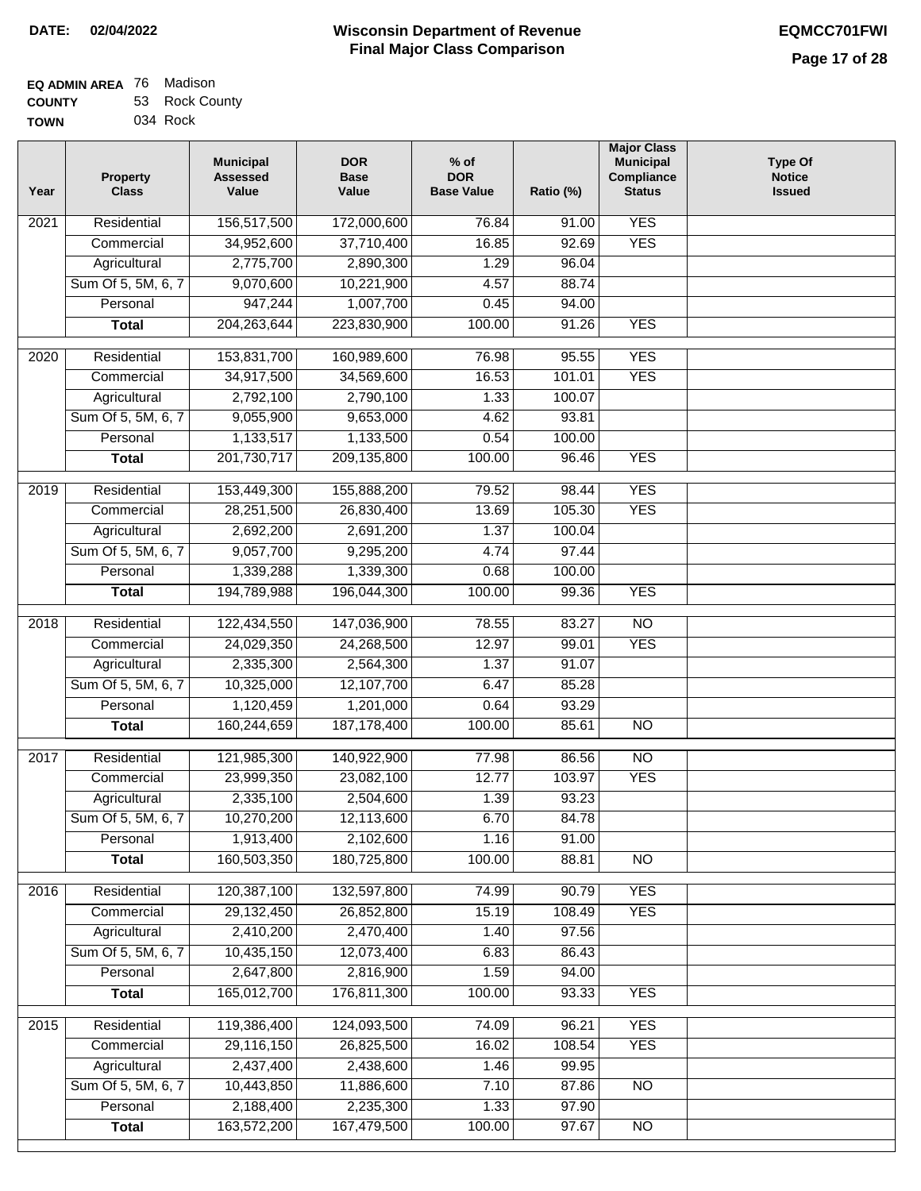**DATE: 02/04/2022**

# Wisconsin Department of Revenue
## Final Major Class Comparison

**EQMCC701FWI**

| | | |
|---|---|---|
| **EQ ADMIN AREA** | 76 | Madison |
| **COUNTY** | 53 | Rock County |
| **TOWN** | 034 | Rock |

| Year | Property Class | Municipal Assessed Value | DOR Base Value | % of DOR Base Value | Ratio (%) | Major Class Municipal Compliance Status | Type Of Notice Issued |
|---|---|---|---|---|---|---|---|
| 2021 | Residential | 156,517,500 | 172,000,600 | 76.84 | 91.00 | YES | |
| | Commercial | 34,952,600 | 37,710,400 | 16.85 | 92.69 | YES | |
| | Agricultural | 2,775,700 | 2,890,300 | 1.29 | 96.04 | | |
| | Sum Of 5, 5M, 6, 7 | 9,070,600 | 10,221,900 | 4.57 | 88.74 | | |
| | Personal | 947,244 | 1,007,700 | 0.45 | 94.00 | | |
| | **Total** | 204,263,644 | 223,830,900 | 100.00 | 91.26 | YES | |
| 2020 | Residential | 153,831,700 | 160,989,600 | 76.98 | 95.55 | YES | |
| | Commercial | 34,917,500 | 34,569,600 | 16.53 | 101.01 | YES | |
| | Agricultural | 2,792,100 | 2,790,100 | 1.33 | 100.07 | | |
| | Sum Of 5, 5M, 6, 7 | 9,055,900 | 9,653,000 | 4.62 | 93.81 | | |
| | Personal | 1,133,517 | 1,133,500 | 0.54 | 100.00 | | |
| | **Total** | 201,730,717 | 209,135,800 | 100.00 | 96.46 | YES | |
| 2019 | Residential | 153,449,300 | 155,888,200 | 79.52 | 98.44 | YES | |
| | Commercial | 28,251,500 | 26,830,400 | 13.69 | 105.30 | YES | |
| | Agricultural | 2,692,200 | 2,691,200 | 1.37 | 100.04 | | |
| | Sum Of 5, 5M, 6, 7 | 9,057,700 | 9,295,200 | 4.74 | 97.44 | | |
| | Personal | 1,339,288 | 1,339,300 | 0.68 | 100.00 | | |
| | **Total** | 194,789,988 | 196,044,300 | 100.00 | 99.36 | YES | |
| 2018 | Residential | 122,434,550 | 147,036,900 | 78.55 | 83.27 | NO | |
| | Commercial | 24,029,350 | 24,268,500 | 12.97 | 99.01 | YES | |
| | Agricultural | 2,335,300 | 2,564,300 | 1.37 | 91.07 | | |
| | Sum Of 5, 5M, 6, 7 | 10,325,000 | 12,107,700 | 6.47 | 85.28 | | |
| | Personal | 1,120,459 | 1,201,000 | 0.64 | 93.29 | | |
| | **Total** | 160,244,659 | 187,178,400 | 100.00 | 85.61 | NO | |
| 2017 | Residential | 121,985,300 | 140,922,900 | 77.98 | 86.56 | NO | |
| | Commercial | 23,999,350 | 23,082,100 | 12.77 | 103.97 | YES | |
| | Agricultural | 2,335,100 | 2,504,600 | 1.39 | 93.23 | | |
| | Sum Of 5, 5M, 6, 7 | 10,270,200 | 12,113,600 | 6.70 | 84.78 | | |
| | Personal | 1,913,400 | 2,102,600 | 1.16 | 91.00 | | |
| | **Total** | 160,503,350 | 180,725,800 | 100.00 | 88.81 | NO | |
| 2016 | Residential | 120,387,100 | 132,597,800 | 74.99 | 90.79 | YES | |
| | Commercial | 29,132,450 | 26,852,800 | 15.19 | 108.49 | YES | |
| | Agricultural | 2,410,200 | 2,470,400 | 1.40 | 97.56 | | |
| | Sum Of 5, 5M, 6, 7 | 10,435,150 | 12,073,400 | 6.83 | 86.43 | | |
| | Personal | 2,647,800 | 2,816,900 | 1.59 | 94.00 | | |
| | **Total** | 165,012,700 | 176,811,300 | 100.00 | 93.33 | YES | |
| 2015 | Residential | 119,386,400 | 124,093,500 | 74.09 | 96.21 | YES | |
| | Commercial | 29,116,150 | 26,825,500 | 16.02 | 108.54 | YES | |
| | Agricultural | 2,437,400 | 2,438,600 | 1.46 | 99.95 | | |
| | Sum Of 5, 5M, 6, 7 | 10,443,850 | 11,886,600 | 7.10 | 87.86 | NO | |
| | Personal | 2,188,400 | 2,235,300 | 1.33 | 97.90 | | |
| | **Total** | 163,572,200 | 167,479,500 | 100.00 | 97.67 | NO | |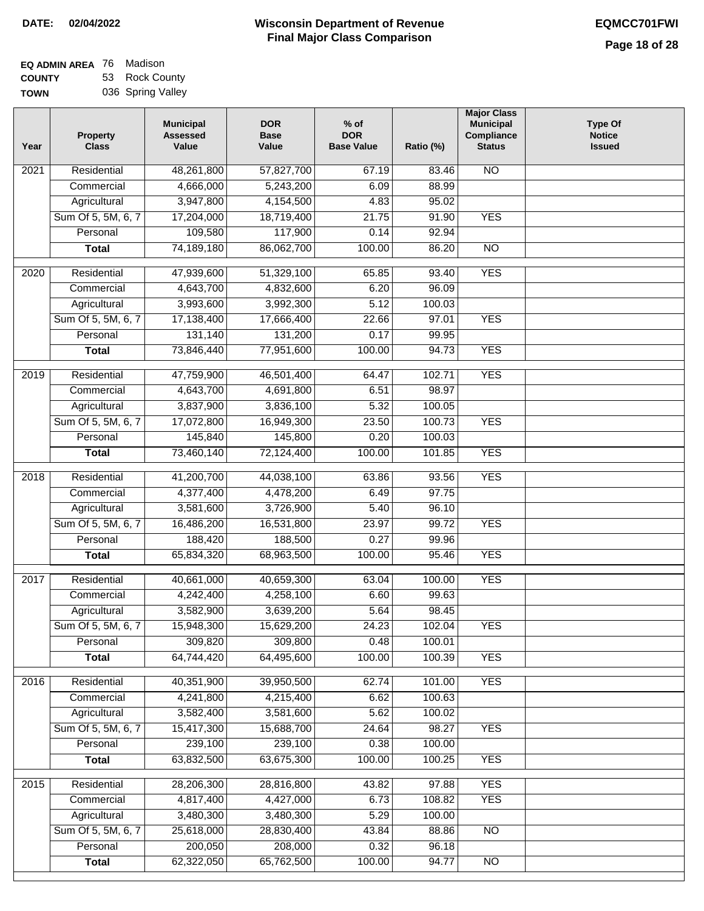**DATE: 02/04/2022**

# Wisconsin Department of Revenue
## Final Major Class Comparison

**EQMCC701FWI**

**EQ ADMIN AREA** 76 Madison
**COUNTY** 53 Rock County
**TOWN** 036 Spring Valley

| Year | Property Class | Municipal Assessed Value | DOR Base Value | % of DOR Base Value | Ratio (%) | Major Class Municipal Compliance Status | Type Of Notice Issued |
|---|---|---|---|---|---|---|---|
| 2021 | Residential | 48,261,800 | 57,827,700 | 67.19 | 83.46 | NO | |
| | Commercial | 4,666,000 | 5,243,200 | 6.09 | 88.99 | | |
| | Agricultural | 3,947,800 | 4,154,500 | 4.83 | 95.02 | | |
| | Sum Of 5, 5M, 6, 7 | 17,204,000 | 18,719,400 | 21.75 | 91.90 | YES | |
| | Personal | 109,580 | 117,900 | 0.14 | 92.94 | | |
| | **Total** | 74,189,180 | 86,062,700 | 100.00 | 86.20 | NO | |
| 2020 | Residential | 47,939,600 | 51,329,100 | 65.85 | 93.40 | YES | |
| | Commercial | 4,643,700 | 4,832,600 | 6.20 | 96.09 | | |
| | Agricultural | 3,993,600 | 3,992,300 | 5.12 | 100.03 | | |
| | Sum Of 5, 5M, 6, 7 | 17,138,400 | 17,666,400 | 22.66 | 97.01 | YES | |
| | Personal | 131,140 | 131,200 | 0.17 | 99.95 | | |
| | **Total** | 73,846,440 | 77,951,600 | 100.00 | 94.73 | YES | |
| 2019 | Residential | 47,759,900 | 46,501,400 | 64.47 | 102.71 | YES | |
| | Commercial | 4,643,700 | 4,691,800 | 6.51 | 98.97 | | |
| | Agricultural | 3,837,900 | 3,836,100 | 5.32 | 100.05 | | |
| | Sum Of 5, 5M, 6, 7 | 17,072,800 | 16,949,300 | 23.50 | 100.73 | YES | |
| | Personal | 145,840 | 145,800 | 0.20 | 100.03 | | |
| | **Total** | 73,460,140 | 72,124,400 | 100.00 | 101.85 | YES | |
| 2018 | Residential | 41,200,700 | 44,038,100 | 63.86 | 93.56 | YES | |
| | Commercial | 4,377,400 | 4,478,200 | 6.49 | 97.75 | | |
| | Agricultural | 3,581,600 | 3,726,900 | 5.40 | 96.10 | | |
| | Sum Of 5, 5M, 6, 7 | 16,486,200 | 16,531,800 | 23.97 | 99.72 | YES | |
| | Personal | 188,420 | 188,500 | 0.27 | 99.96 | | |
| | **Total** | 65,834,320 | 68,963,500 | 100.00 | 95.46 | YES | |
| 2017 | Residential | 40,661,000 | 40,659,300 | 63.04 | 100.00 | YES | |
| | Commercial | 4,242,400 | 4,258,100 | 6.60 | 99.63 | | |
| | Agricultural | 3,582,900 | 3,639,200 | 5.64 | 98.45 | | |
| | Sum Of 5, 5M, 6, 7 | 15,948,300 | 15,629,200 | 24.23 | 102.04 | YES | |
| | Personal | 309,820 | 309,800 | 0.48 | 100.01 | | |
| | **Total** | 64,744,420 | 64,495,600 | 100.00 | 100.39 | YES | |
| 2016 | Residential | 40,351,900 | 39,950,500 | 62.74 | 101.00 | YES | |
| | Commercial | 4,241,800 | 4,215,400 | 6.62 | 100.63 | | |
| | Agricultural | 3,582,400 | 3,581,600 | 5.62 | 100.02 | | |
| | Sum Of 5, 5M, 6, 7 | 15,417,300 | 15,688,700 | 24.64 | 98.27 | YES | |
| | Personal | 239,100 | 239,100 | 0.38 | 100.00 | | |
| | **Total** | 63,832,500 | 63,675,300 | 100.00 | 100.25 | YES | |
| 2015 | Residential | 28,206,300 | 28,816,800 | 43.82 | 97.88 | YES | |
| | Commercial | 4,817,400 | 4,427,000 | 6.73 | 108.82 | YES | |
| | Agricultural | 3,480,300 | 3,480,300 | 5.29 | 100.00 | | |
| | Sum Of 5, 5M, 6, 7 | 25,618,000 | 28,830,400 | 43.84 | 88.86 | NO | |
| | Personal | 200,050 | 208,000 | 0.32 | 96.18 | | |
| | **Total** | 62,322,050 | 65,762,500 | 100.00 | 94.77 | NO | |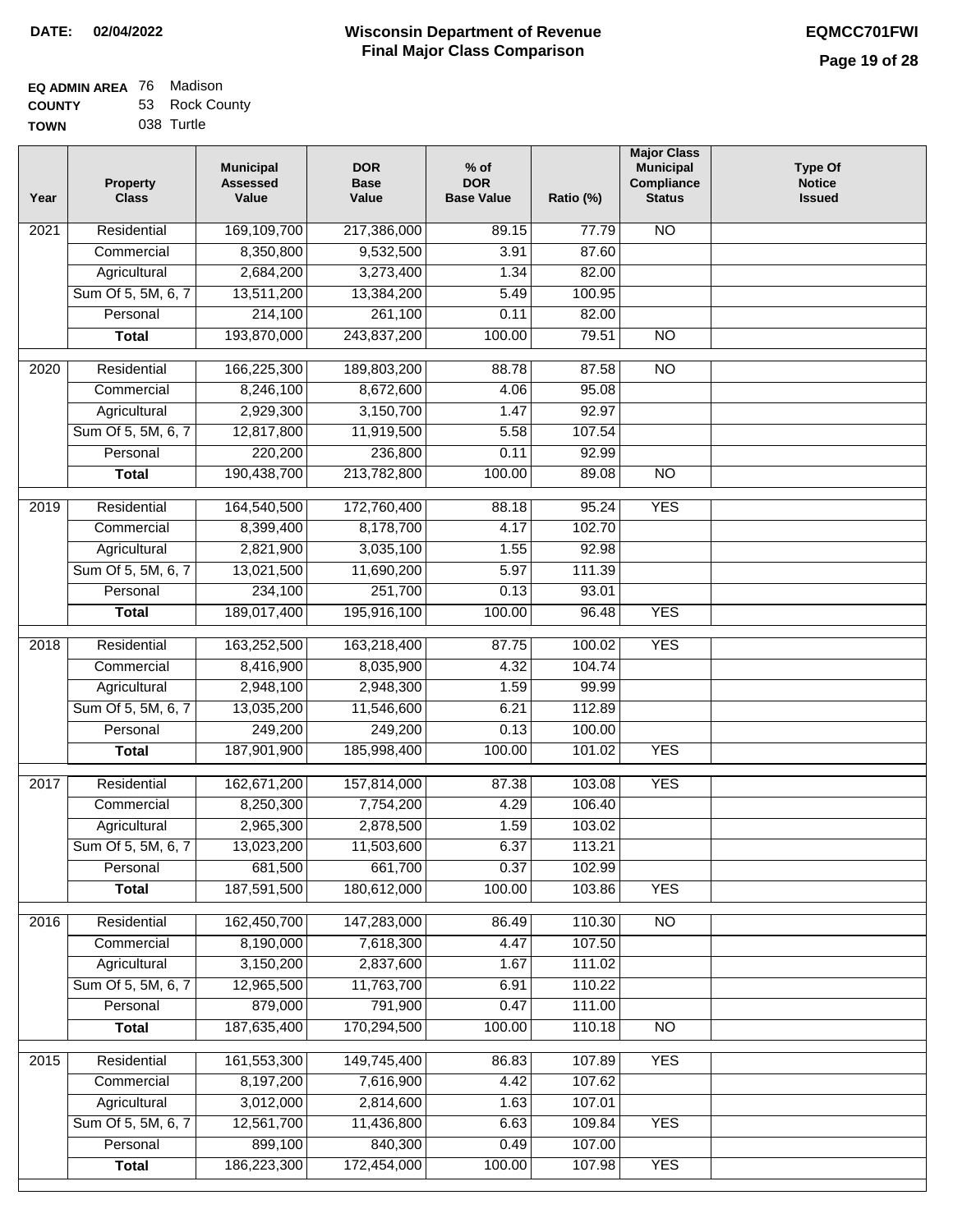**DATE: 02/04/2022**

# Wisconsin Department of Revenue
## Final Major Class Comparison

**EQMCC701FWI**

**EQ ADMIN AREA** 76 Madison
**COUNTY** 53 Rock County
**TOWN** 038 Turtle

| Year | Property Class | Municipal Assessed Value | DOR Base Value | % of DOR Base Value | Ratio (%) | Major Class Municipal Compliance Status | Type Of Notice Issued |
|---|---|---|---|---|---|---|---|
| 2021 | Residential | 169,109,700 | 217,386,000 | 89.15 | 77.79 | NO | |
| | Commercial | 8,350,800 | 9,532,500 | 3.91 | 87.60 | | |
| | Agricultural | 2,684,200 | 3,273,400 | 1.34 | 82.00 | | |
| | Sum Of 5, 5M, 6, 7 | 13,511,200 | 13,384,200 | 5.49 | 100.95 | | |
| | Personal | 214,100 | 261,100 | 0.11 | 82.00 | | |
| | **Total** | 193,870,000 | 243,837,200 | 100.00 | 79.51 | NO | |
| 2020 | Residential | 166,225,300 | 189,803,200 | 88.78 | 87.58 | NO | |
| | Commercial | 8,246,100 | 8,672,600 | 4.06 | 95.08 | | |
| | Agricultural | 2,929,300 | 3,150,700 | 1.47 | 92.97 | | |
| | Sum Of 5, 5M, 6, 7 | 12,817,800 | 11,919,500 | 5.58 | 107.54 | | |
| | Personal | 220,200 | 236,800 | 0.11 | 92.99 | | |
| | **Total** | 190,438,700 | 213,782,800 | 100.00 | 89.08 | NO | |
| 2019 | Residential | 164,540,500 | 172,760,400 | 88.18 | 95.24 | YES | |
| | Commercial | 8,399,400 | 8,178,700 | 4.17 | 102.70 | | |
| | Agricultural | 2,821,900 | 3,035,100 | 1.55 | 92.98 | | |
| | Sum Of 5, 5M, 6, 7 | 13,021,500 | 11,690,200 | 5.97 | 111.39 | | |
| | Personal | 234,100 | 251,700 | 0.13 | 93.01 | | |
| | **Total** | 189,017,400 | 195,916,100 | 100.00 | 96.48 | YES | |
| 2018 | Residential | 163,252,500 | 163,218,400 | 87.75 | 100.02 | YES | |
| | Commercial | 8,416,900 | 8,035,900 | 4.32 | 104.74 | | |
| | Agricultural | 2,948,100 | 2,948,300 | 1.59 | 99.99 | | |
| | Sum Of 5, 5M, 6, 7 | 13,035,200 | 11,546,600 | 6.21 | 112.89 | | |
| | Personal | 249,200 | 249,200 | 0.13 | 100.00 | | |
| | **Total** | 187,901,900 | 185,998,400 | 100.00 | 101.02 | YES | |
| 2017 | Residential | 162,671,200 | 157,814,000 | 87.38 | 103.08 | YES | |
| | Commercial | 8,250,300 | 7,754,200 | 4.29 | 106.40 | | |
| | Agricultural | 2,965,300 | 2,878,500 | 1.59 | 103.02 | | |
| | Sum Of 5, 5M, 6, 7 | 13,023,200 | 11,503,600 | 6.37 | 113.21 | | |
| | Personal | 681,500 | 661,700 | 0.37 | 102.99 | | |
| | **Total** | 187,591,500 | 180,612,000 | 100.00 | 103.86 | YES | |
| 2016 | Residential | 162,450,700 | 147,283,000 | 86.49 | 110.30 | NO | |
| | Commercial | 8,190,000 | 7,618,300 | 4.47 | 107.50 | | |
| | Agricultural | 3,150,200 | 2,837,600 | 1.67 | 111.02 | | |
| | Sum Of 5, 5M, 6, 7 | 12,965,500 | 11,763,700 | 6.91 | 110.22 | | |
| | Personal | 879,000 | 791,900 | 0.47 | 111.00 | | |
| | **Total** | 187,635,400 | 170,294,500 | 100.00 | 110.18 | NO | |
| 2015 | Residential | 161,553,300 | 149,745,400 | 86.83 | 107.89 | YES | |
| | Commercial | 8,197,200 | 7,616,900 | 4.42 | 107.62 | | |
| | Agricultural | 3,012,000 | 2,814,600 | 1.63 | 107.01 | | |
| | Sum Of 5, 5M, 6, 7 | 12,561,700 | 11,436,800 | 6.63 | 109.84 | YES | |
| | Personal | 899,100 | 840,300 | 0.49 | 107.00 | | |
| | **Total** | 186,223,300 | 172,454,000 | 100.00 | 107.98 | YES | |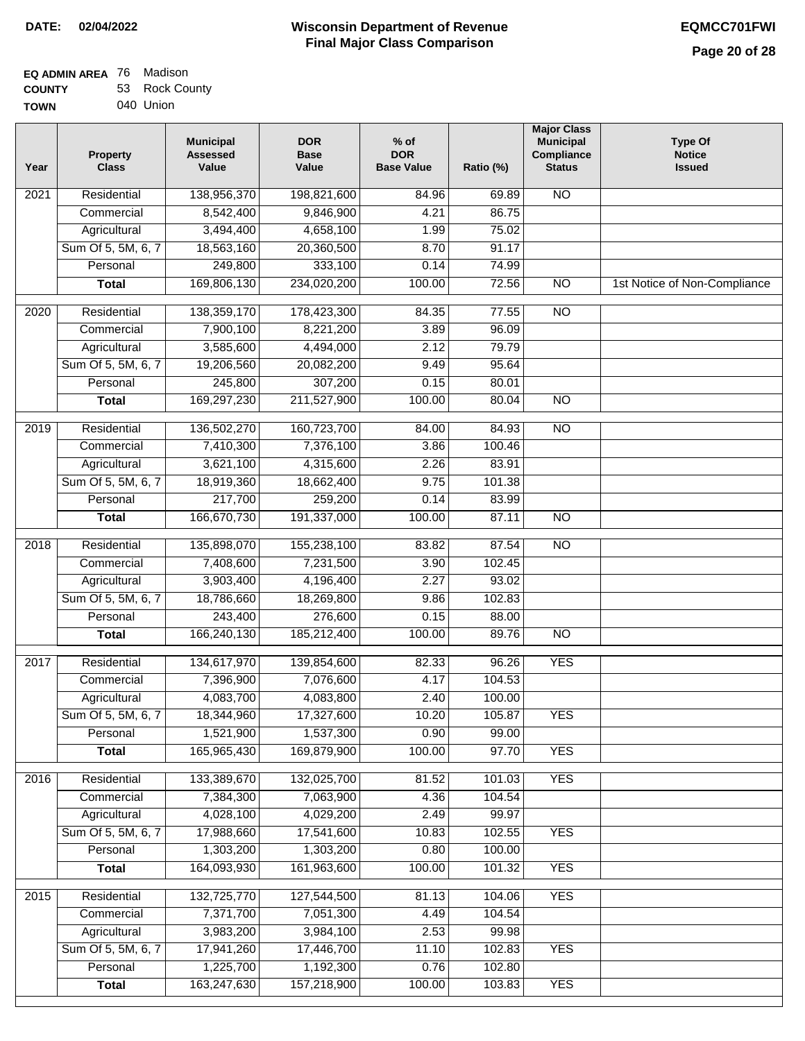**DATE:** 02/04/2022

# Wisconsin Department of Revenue
## Final Major Class Comparison

**EQMCC701FWI**

**EQ ADMIN AREA** 76 Madison
**COUNTY** 53 Rock County
**TOWN** 040 Union

| Year | Property Class | Municipal Assessed Value | DOR Base Value | % of DOR Base Value | Ratio (%) | Major Class Municipal Compliance Status | Type Of Notice Issued |
|---|---|---|---|---|---|---|---|
| 2021 | Residential | 138,956,370 | 198,821,600 | 84.96 | 69.89 | NO | |
| | Commercial | 8,542,400 | 9,846,900 | 4.21 | 86.75 | | |
| | Agricultural | 3,494,400 | 4,658,100 | 1.99 | 75.02 | | |
| | Sum Of 5, 5M, 6, 7 | 18,563,160 | 20,360,500 | 8.70 | 91.17 | | |
| | Personal | 249,800 | 333,100 | 0.14 | 74.99 | | |
| | **Total** | 169,806,130 | 234,020,200 | 100.00 | 72.56 | NO | 1st Notice of Non-Compliance |
| 2020 | Residential | 138,359,170 | 178,423,300 | 84.35 | 77.55 | NO | |
| | Commercial | 7,900,100 | 8,221,200 | 3.89 | 96.09 | | |
| | Agricultural | 3,585,600 | 4,494,000 | 2.12 | 79.79 | | |
| | Sum Of 5, 5M, 6, 7 | 19,206,560 | 20,082,200 | 9.49 | 95.64 | | |
| | Personal | 245,800 | 307,200 | 0.15 | 80.01 | | |
| | **Total** | 169,297,230 | 211,527,900 | 100.00 | 80.04 | NO | |
| 2019 | Residential | 136,502,270 | 160,723,700 | 84.00 | 84.93 | NO | |
| | Commercial | 7,410,300 | 7,376,100 | 3.86 | 100.46 | | |
| | Agricultural | 3,621,100 | 4,315,600 | 2.26 | 83.91 | | |
| | Sum Of 5, 5M, 6, 7 | 18,919,360 | 18,662,400 | 9.75 | 101.38 | | |
| | Personal | 217,700 | 259,200 | 0.14 | 83.99 | | |
| | **Total** | 166,670,730 | 191,337,000 | 100.00 | 87.11 | NO | |
| 2018 | Residential | 135,898,070 | 155,238,100 | 83.82 | 87.54 | NO | |
| | Commercial | 7,408,600 | 7,231,500 | 3.90 | 102.45 | | |
| | Agricultural | 3,903,400 | 4,196,400 | 2.27 | 93.02 | | |
| | Sum Of 5, 5M, 6, 7 | 18,786,660 | 18,269,800 | 9.86 | 102.83 | | |
| | Personal | 243,400 | 276,600 | 0.15 | 88.00 | | |
| | **Total** | 166,240,130 | 185,212,400 | 100.00 | 89.76 | NO | |
| 2017 | Residential | 134,617,970 | 139,854,600 | 82.33 | 96.26 | YES | |
| | Commercial | 7,396,900 | 7,076,600 | 4.17 | 104.53 | | |
| | Agricultural | 4,083,700 | 4,083,800 | 2.40 | 100.00 | | |
| | Sum Of 5, 5M, 6, 7 | 18,344,960 | 17,327,600 | 10.20 | 105.87 | YES | |
| | Personal | 1,521,900 | 1,537,300 | 0.90 | 99.00 | | |
| | **Total** | 165,965,430 | 169,879,900 | 100.00 | 97.70 | YES | |
| 2016 | Residential | 133,389,670 | 132,025,700 | 81.52 | 101.03 | YES | |
| | Commercial | 7,384,300 | 7,063,900 | 4.36 | 104.54 | | |
| | Agricultural | 4,028,100 | 4,029,200 | 2.49 | 99.97 | | |
| | Sum Of 5, 5M, 6, 7 | 17,988,660 | 17,541,600 | 10.83 | 102.55 | YES | |
| | Personal | 1,303,200 | 1,303,200 | 0.80 | 100.00 | | |
| | **Total** | 164,093,930 | 161,963,600 | 100.00 | 101.32 | YES | |
| 2015 | Residential | 132,725,770 | 127,544,500 | 81.13 | 104.06 | YES | |
| | Commercial | 7,371,700 | 7,051,300 | 4.49 | 104.54 | | |
| | Agricultural | 3,983,200 | 3,984,100 | 2.53 | 99.98 | | |
| | Sum Of 5, 5M, 6, 7 | 17,941,260 | 17,446,700 | 11.10 | 102.83 | YES | |
| | Personal | 1,225,700 | 1,192,300 | 0.76 | 102.80 | | |
| | **Total** | 163,247,630 | 157,218,900 | 100.00 | 103.83 | YES | |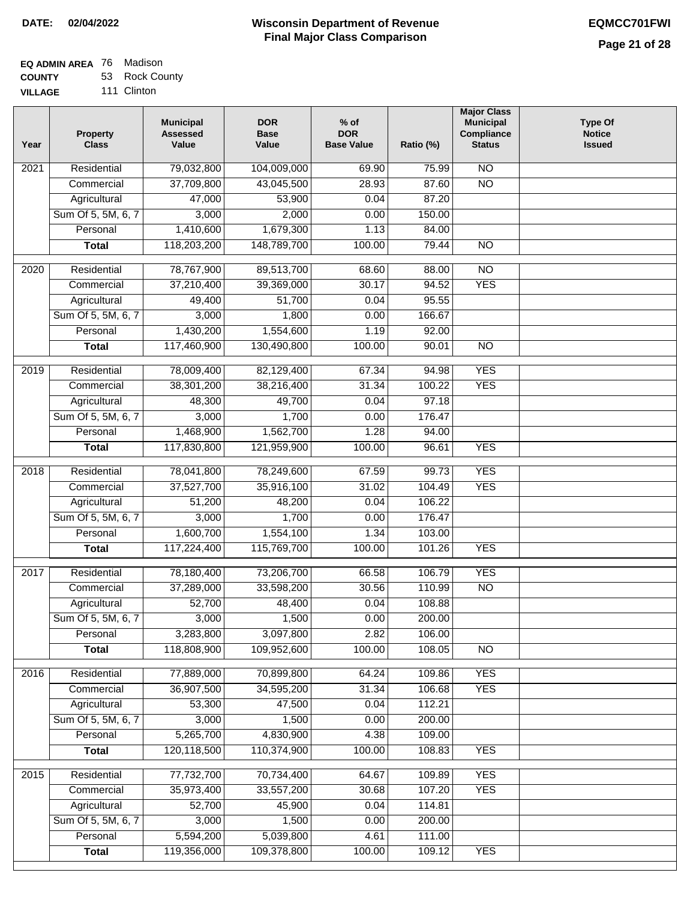**DATE: 02/04/2022**

# Wisconsin Department of Revenue
## Final Major Class Comparison

**EQMCC701FWI**

**EQ ADMIN AREA** 76 Madison
**COUNTY** 53 Rock County
**VILLAGE** 111 Clinton

| Year | Property Class | Municipal Assessed Value | DOR Base Value | % of DOR Base Value | Ratio (%) | Major Class Municipal Compliance Status | Type Of Notice Issued |
|---|---|---|---|---|---|---|---|
| 2021 | Residential | 79,032,800 | 104,009,000 | 69.90 | 75.99 | NO | |
| | Commercial | 37,709,800 | 43,045,500 | 28.93 | 87.60 | NO | |
| | Agricultural | 47,000 | 53,900 | 0.04 | 87.20 | | |
| | Sum Of 5, 5M, 6, 7 | 3,000 | 2,000 | 0.00 | 150.00 | | |
| | Personal | 1,410,600 | 1,679,300 | 1.13 | 84.00 | | |
| | **Total** | 118,203,200 | 148,789,700 | 100.00 | 79.44 | NO | |
| 2020 | Residential | 78,767,900 | 89,513,700 | 68.60 | 88.00 | NO | |
| | Commercial | 37,210,400 | 39,369,000 | 30.17 | 94.52 | YES | |
| | Agricultural | 49,400 | 51,700 | 0.04 | 95.55 | | |
| | Sum Of 5, 5M, 6, 7 | 3,000 | 1,800 | 0.00 | 166.67 | | |
| | Personal | 1,430,200 | 1,554,600 | 1.19 | 92.00 | | |
| | **Total** | 117,460,900 | 130,490,800 | 100.00 | 90.01 | NO | |
| 2019 | Residential | 78,009,400 | 82,129,400 | 67.34 | 94.98 | YES | |
| | Commercial | 38,301,200 | 38,216,400 | 31.34 | 100.22 | YES | |
| | Agricultural | 48,300 | 49,700 | 0.04 | 97.18 | | |
| | Sum Of 5, 5M, 6, 7 | 3,000 | 1,700 | 0.00 | 176.47 | | |
| | Personal | 1,468,900 | 1,562,700 | 1.28 | 94.00 | | |
| | **Total** | 117,830,800 | 121,959,900 | 100.00 | 96.61 | YES | |
| 2018 | Residential | 78,041,800 | 78,249,600 | 67.59 | 99.73 | YES | |
| | Commercial | 37,527,700 | 35,916,100 | 31.02 | 104.49 | YES | |
| | Agricultural | 51,200 | 48,200 | 0.04 | 106.22 | | |
| | Sum Of 5, 5M, 6, 7 | 3,000 | 1,700 | 0.00 | 176.47 | | |
| | Personal | 1,600,700 | 1,554,100 | 1.34 | 103.00 | | |
| | **Total** | 117,224,400 | 115,769,700 | 100.00 | 101.26 | YES | |
| 2017 | Residential | 78,180,400 | 73,206,700 | 66.58 | 106.79 | YES | |
| | Commercial | 37,289,000 | 33,598,200 | 30.56 | 110.99 | NO | |
| | Agricultural | 52,700 | 48,400 | 0.04 | 108.88 | | |
| | Sum Of 5, 5M, 6, 7 | 3,000 | 1,500 | 0.00 | 200.00 | | |
| | Personal | 3,283,800 | 3,097,800 | 2.82 | 106.00 | | |
| | **Total** | 118,808,900 | 109,952,600 | 100.00 | 108.05 | NO | |
| 2016 | Residential | 77,889,000 | 70,899,800 | 64.24 | 109.86 | YES | |
| | Commercial | 36,907,500 | 34,595,200 | 31.34 | 106.68 | YES | |
| | Agricultural | 53,300 | 47,500 | 0.04 | 112.21 | | |
| | Sum Of 5, 5M, 6, 7 | 3,000 | 1,500 | 0.00 | 200.00 | | |
| | Personal | 5,265,700 | 4,830,900 | 4.38 | 109.00 | | |
| | **Total** | 120,118,500 | 110,374,900 | 100.00 | 108.83 | YES | |
| 2015 | Residential | 77,732,700 | 70,734,400 | 64.67 | 109.89 | YES | |
| | Commercial | 35,973,400 | 33,557,200 | 30.68 | 107.20 | YES | |
| | Agricultural | 52,700 | 45,900 | 0.04 | 114.81 | | |
| | Sum Of 5, 5M, 6, 7 | 3,000 | 1,500 | 0.00 | 200.00 | | |
| | Personal | 5,594,200 | 5,039,800 | 4.61 | 111.00 | | |
| | **Total** | 119,356,000 | 109,378,800 | 100.00 | 109.12 | YES | |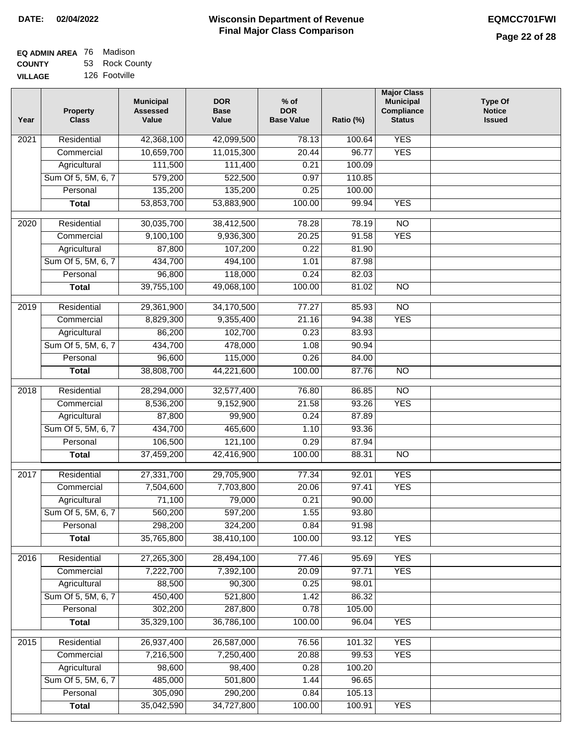**DATE:** 02/04/2022

# Wisconsin Department of Revenue
## Final Major Class Comparison

**EQMCC701FWI**

**EQ ADMIN AREA** 76 Madison
**COUNTY** 53 Rock County
**VILLAGE** 126 Footville

| Year | Property Class | Municipal Assessed Value | DOR Base Value | % of DOR Base Value | Ratio (%) | Major Class Municipal Compliance Status | Type Of Notice Issued |
|---|---|---|---|---|---|---|---|
| 2021 | Residential | 42,368,100 | 42,099,500 | 78.13 | 100.64 | YES | |
| | Commercial | 10,659,700 | 11,015,300 | 20.44 | 96.77 | YES | |
| | Agricultural | 111,500 | 111,400 | 0.21 | 100.09 | | |
| | Sum Of 5, 5M, 6, 7 | 579,200 | 522,500 | 0.97 | 110.85 | | |
| | Personal | 135,200 | 135,200 | 0.25 | 100.00 | | |
| | **Total** | 53,853,700 | 53,883,900 | 100.00 | 99.94 | YES | |
| 2020 | Residential | 30,035,700 | 38,412,500 | 78.28 | 78.19 | NO | |
| | Commercial | 9,100,100 | 9,936,300 | 20.25 | 91.58 | YES | |
| | Agricultural | 87,800 | 107,200 | 0.22 | 81.90 | | |
| | Sum Of 5, 5M, 6, 7 | 434,700 | 494,100 | 1.01 | 87.98 | | |
| | Personal | 96,800 | 118,000 | 0.24 | 82.03 | | |
| | **Total** | 39,755,100 | 49,068,100 | 100.00 | 81.02 | NO | |
| 2019 | Residential | 29,361,900 | 34,170,500 | 77.27 | 85.93 | NO | |
| | Commercial | 8,829,300 | 9,355,400 | 21.16 | 94.38 | YES | |
| | Agricultural | 86,200 | 102,700 | 0.23 | 83.93 | | |
| | Sum Of 5, 5M, 6, 7 | 434,700 | 478,000 | 1.08 | 90.94 | | |
| | Personal | 96,600 | 115,000 | 0.26 | 84.00 | | |
| | **Total** | 38,808,700 | 44,221,600 | 100.00 | 87.76 | NO | |
| 2018 | Residential | 28,294,000 | 32,577,400 | 76.80 | 86.85 | NO | |
| | Commercial | 8,536,200 | 9,152,900 | 21.58 | 93.26 | YES | |
| | Agricultural | 87,800 | 99,900 | 0.24 | 87.89 | | |
| | Sum Of 5, 5M, 6, 7 | 434,700 | 465,600 | 1.10 | 93.36 | | |
| | Personal | 106,500 | 121,100 | 0.29 | 87.94 | | |
| | **Total** | 37,459,200 | 42,416,900 | 100.00 | 88.31 | NO | |
| 2017 | Residential | 27,331,700 | 29,705,900 | 77.34 | 92.01 | YES | |
| | Commercial | 7,504,600 | 7,703,800 | 20.06 | 97.41 | YES | |
| | Agricultural | 71,100 | 79,000 | 0.21 | 90.00 | | |
| | Sum Of 5, 5M, 6, 7 | 560,200 | 597,200 | 1.55 | 93.80 | | |
| | Personal | 298,200 | 324,200 | 0.84 | 91.98 | | |
| | **Total** | 35,765,800 | 38,410,100 | 100.00 | 93.12 | YES | |
| 2016 | Residential | 27,265,300 | 28,494,100 | 77.46 | 95.69 | YES | |
| | Commercial | 7,222,700 | 7,392,100 | 20.09 | 97.71 | YES | |
| | Agricultural | 88,500 | 90,300 | 0.25 | 98.01 | | |
| | Sum Of 5, 5M, 6, 7 | 450,400 | 521,800 | 1.42 | 86.32 | | |
| | Personal | 302,200 | 287,800 | 0.78 | 105.00 | | |
| | **Total** | 35,329,100 | 36,786,100 | 100.00 | 96.04 | YES | |
| 2015 | Residential | 26,937,400 | 26,587,000 | 76.56 | 101.32 | YES | |
| | Commercial | 7,216,500 | 7,250,400 | 20.88 | 99.53 | YES | |
| | Agricultural | 98,600 | 98,400 | 0.28 | 100.20 | | |
| | Sum Of 5, 5M, 6, 7 | 485,000 | 501,800 | 1.44 | 96.65 | | |
| | Personal | 305,090 | 290,200 | 0.84 | 105.13 | | |
| | **Total** | 35,042,590 | 34,727,800 | 100.00 | 100.91 | YES | |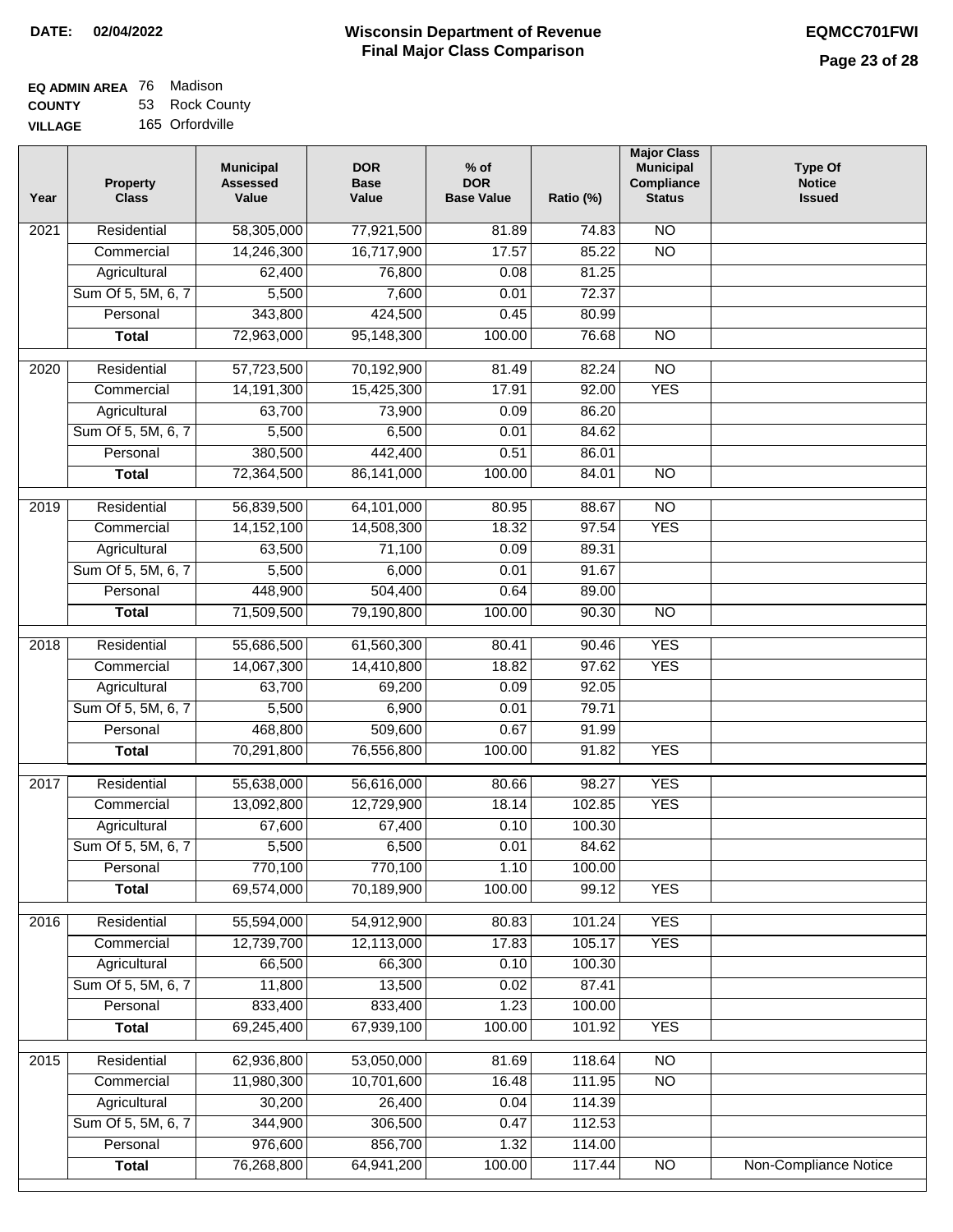**DATE:** 02/04/2022

# Wisconsin Department of Revenue
## Final Major Class Comparison

**EQMCC701FWI**

**EQ ADMIN AREA** 76 Madison
**COUNTY** 53 Rock County
**VILLAGE** 165 Orfordville

| Year | Property Class | Municipal Assessed Value | DOR Base Value | % of DOR Base Value | Ratio (%) | Major Class Municipal Compliance Status | Type Of Notice Issued |
|---|---|---|---|---|---|---|---|
| 2021 | Residential | 58,305,000 | 77,921,500 | 81.89 | 74.83 | NO | |
| | Commercial | 14,246,300 | 16,717,900 | 17.57 | 85.22 | NO | |
| | Agricultural | 62,400 | 76,800 | 0.08 | 81.25 | | |
| | Sum Of 5, 5M, 6, 7 | 5,500 | 7,600 | 0.01 | 72.37 | | |
| | Personal | 343,800 | 424,500 | 0.45 | 80.99 | | |
| | **Total** | 72,963,000 | 95,148,300 | 100.00 | 76.68 | NO | |
| 2020 | Residential | 57,723,500 | 70,192,900 | 81.49 | 82.24 | NO | |
| | Commercial | 14,191,300 | 15,425,300 | 17.91 | 92.00 | YES | |
| | Agricultural | 63,700 | 73,900 | 0.09 | 86.20 | | |
| | Sum Of 5, 5M, 6, 7 | 5,500 | 6,500 | 0.01 | 84.62 | | |
| | Personal | 380,500 | 442,400 | 0.51 | 86.01 | | |
| | **Total** | 72,364,500 | 86,141,000 | 100.00 | 84.01 | NO | |
| 2019 | Residential | 56,839,500 | 64,101,000 | 80.95 | 88.67 | NO | |
| | Commercial | 14,152,100 | 14,508,300 | 18.32 | 97.54 | YES | |
| | Agricultural | 63,500 | 71,100 | 0.09 | 89.31 | | |
| | Sum Of 5, 5M, 6, 7 | 5,500 | 6,000 | 0.01 | 91.67 | | |
| | Personal | 448,900 | 504,400 | 0.64 | 89.00 | | |
| | **Total** | 71,509,500 | 79,190,800 | 100.00 | 90.30 | NO | |
| 2018 | Residential | 55,686,500 | 61,560,300 | 80.41 | 90.46 | YES | |
| | Commercial | 14,067,300 | 14,410,800 | 18.82 | 97.62 | YES | |
| | Agricultural | 63,700 | 69,200 | 0.09 | 92.05 | | |
| | Sum Of 5, 5M, 6, 7 | 5,500 | 6,900 | 0.01 | 79.71 | | |
| | Personal | 468,800 | 509,600 | 0.67 | 91.99 | | |
| | **Total** | 70,291,800 | 76,556,800 | 100.00 | 91.82 | YES | |
| 2017 | Residential | 55,638,000 | 56,616,000 | 80.66 | 98.27 | YES | |
| | Commercial | 13,092,800 | 12,729,900 | 18.14 | 102.85 | YES | |
| | Agricultural | 67,600 | 67,400 | 0.10 | 100.30 | | |
| | Sum Of 5, 5M, 6, 7 | 5,500 | 6,500 | 0.01 | 84.62 | | |
| | Personal | 770,100 | 770,100 | 1.10 | 100.00 | | |
| | **Total** | 69,574,000 | 70,189,900 | 100.00 | 99.12 | YES | |
| 2016 | Residential | 55,594,000 | 54,912,900 | 80.83 | 101.24 | YES | |
| | Commercial | 12,739,700 | 12,113,000 | 17.83 | 105.17 | YES | |
| | Agricultural | 66,500 | 66,300 | 0.10 | 100.30 | | |
| | Sum Of 5, 5M, 6, 7 | 11,800 | 13,500 | 0.02 | 87.41 | | |
| | Personal | 833,400 | 833,400 | 1.23 | 100.00 | | |
| | **Total** | 69,245,400 | 67,939,100 | 100.00 | 101.92 | YES | |
| 2015 | Residential | 62,936,800 | 53,050,000 | 81.69 | 118.64 | NO | |
| | Commercial | 11,980,300 | 10,701,600 | 16.48 | 111.95 | NO | |
| | Agricultural | 30,200 | 26,400 | 0.04 | 114.39 | | |
| | Sum Of 5, 5M, 6, 7 | 344,900 | 306,500 | 0.47 | 112.53 | | |
| | Personal | 976,600 | 856,700 | 1.32 | 114.00 | | |
| | **Total** | 76,268,800 | 64,941,200 | 100.00 | 117.44 | NO | Non-Compliance Notice |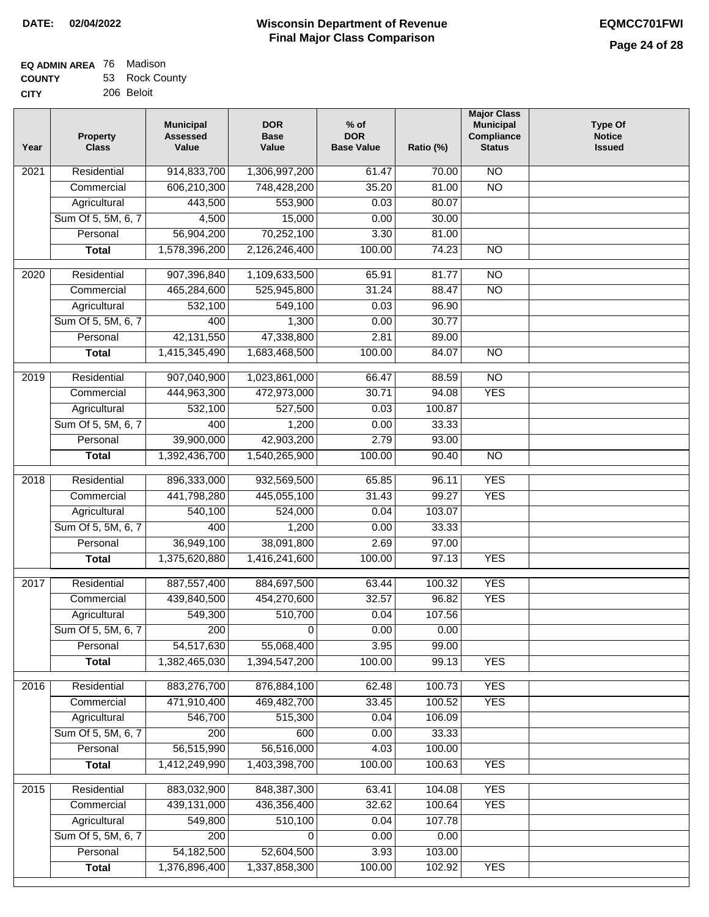**DATE:** 02/04/2022

# Wisconsin Department of Revenue
## Final Major Class Comparison

**EQMCC701FWI**

**EQ ADMIN AREA** 76 Madison
**COUNTY** 53 Rock County
**CITY** 206 Beloit

| Year | Property Class | Municipal Assessed Value | DOR Base Value | % of DOR Base Value | Ratio (%) | Major Class Municipal Compliance Status | Type Of Notice Issued |
|---|---|---|---|---|---|---|---|
| 2021 | Residential | 914,833,700 | 1,306,997,200 | 61.47 | 70.00 | NO | |
| | Commercial | 606,210,300 | 748,428,200 | 35.20 | 81.00 | NO | |
| | Agricultural | 443,500 | 553,900 | 0.03 | 80.07 | | |
| | Sum Of 5, 5M, 6, 7 | 4,500 | 15,000 | 0.00 | 30.00 | | |
| | Personal | 56,904,200 | 70,252,100 | 3.30 | 81.00 | | |
| | **Total** | 1,578,396,200 | 2,126,246,400 | 100.00 | 74.23 | NO | |
| 2020 | Residential | 907,396,840 | 1,109,633,500 | 65.91 | 81.77 | NO | |
| | Commercial | 465,284,600 | 525,945,800 | 31.24 | 88.47 | NO | |
| | Agricultural | 532,100 | 549,100 | 0.03 | 96.90 | | |
| | Sum Of 5, 5M, 6, 7 | 400 | 1,300 | 0.00 | 30.77 | | |
| | Personal | 42,131,550 | 47,338,800 | 2.81 | 89.00 | | |
| | **Total** | 1,415,345,490 | 1,683,468,500 | 100.00 | 84.07 | NO | |
| 2019 | Residential | 907,040,900 | 1,023,861,000 | 66.47 | 88.59 | NO | |
| | Commercial | 444,963,300 | 472,973,000 | 30.71 | 94.08 | YES | |
| | Agricultural | 532,100 | 527,500 | 0.03 | 100.87 | | |
| | Sum Of 5, 5M, 6, 7 | 400 | 1,200 | 0.00 | 33.33 | | |
| | Personal | 39,900,000 | 42,903,200 | 2.79 | 93.00 | | |
| | **Total** | 1,392,436,700 | 1,540,265,900 | 100.00 | 90.40 | NO | |
| 2018 | Residential | 896,333,000 | 932,569,500 | 65.85 | 96.11 | YES | |
| | Commercial | 441,798,280 | 445,055,100 | 31.43 | 99.27 | YES | |
| | Agricultural | 540,100 | 524,000 | 0.04 | 103.07 | | |
| | Sum Of 5, 5M, 6, 7 | 400 | 1,200 | 0.00 | 33.33 | | |
| | Personal | 36,949,100 | 38,091,800 | 2.69 | 97.00 | | |
| | **Total** | 1,375,620,880 | 1,416,241,600 | 100.00 | 97.13 | YES | |
| 2017 | Residential | 887,557,400 | 884,697,500 | 63.44 | 100.32 | YES | |
| | Commercial | 439,840,500 | 454,270,600 | 32.57 | 96.82 | YES | |
| | Agricultural | 549,300 | 510,700 | 0.04 | 107.56 | | |
| | Sum Of 5, 5M, 6, 7 | 200 | 0 | 0.00 | 0.00 | | |
| | Personal | 54,517,630 | 55,068,400 | 3.95 | 99.00 | | |
| | **Total** | 1,382,465,030 | 1,394,547,200 | 100.00 | 99.13 | YES | |
| 2016 | Residential | 883,276,700 | 876,884,100 | 62.48 | 100.73 | YES | |
| | Commercial | 471,910,400 | 469,482,700 | 33.45 | 100.52 | YES | |
| | Agricultural | 546,700 | 515,300 | 0.04 | 106.09 | | |
| | Sum Of 5, 5M, 6, 7 | 200 | 600 | 0.00 | 33.33 | | |
| | Personal | 56,515,990 | 56,516,000 | 4.03 | 100.00 | | |
| | **Total** | 1,412,249,990 | 1,403,398,700 | 100.00 | 100.63 | YES | |
| 2015 | Residential | 883,032,900 | 848,387,300 | 63.41 | 104.08 | YES | |
| | Commercial | 439,131,000 | 436,356,400 | 32.62 | 100.64 | YES | |
| | Agricultural | 549,800 | 510,100 | 0.04 | 107.78 | | |
| | Sum Of 5, 5M, 6, 7 | 200 | 0 | 0.00 | 0.00 | | |
| | Personal | 54,182,500 | 52,604,500 | 3.93 | 103.00 | | |
| | **Total** | 1,376,896,400 | 1,337,858,300 | 100.00 | 102.92 | YES | |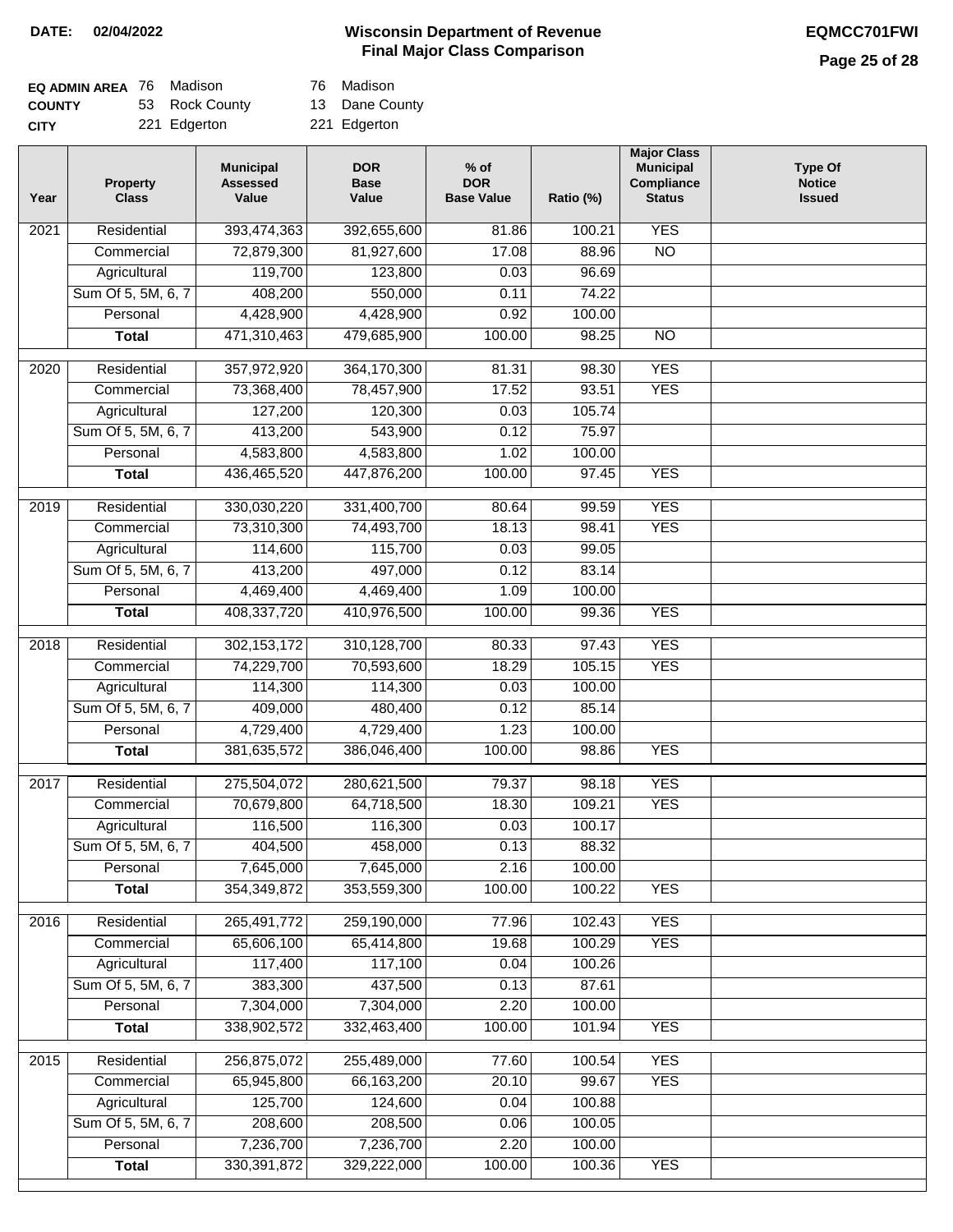**DATE: 02/04/2022**

# Wisconsin Department of Revenue
## Final Major Class Comparison

**EQMCC701FWI**

| | | | | |
|---|---|---|---|---|
| **EQ ADMIN AREA** | 76 | Madison | 76 | Madison |
| **COUNTY** | 53 | Rock County | 13 | Dane County |
| **CITY** | 221 | Edgerton | 221 | Edgerton |

| Year | Property Class | Municipal Assessed Value | DOR Base Value | % of DOR Base Value | Ratio (%) | Major Class Municipal Compliance Status | Type Of Notice Issued |
|---|---|---|---|---|---|---|---|
| 2021 | Residential | 393,474,363 | 392,655,600 | 81.86 | 100.21 | YES | |
| | Commercial | 72,879,300 | 81,927,600 | 17.08 | 88.96 | NO | |
| | Agricultural | 119,700 | 123,800 | 0.03 | 96.69 | | |
| | Sum Of 5, 5M, 6, 7 | 408,200 | 550,000 | 0.11 | 74.22 | | |
| | Personal | 4,428,900 | 4,428,900 | 0.92 | 100.00 | | |
| | **Total** | 471,310,463 | 479,685,900 | 100.00 | 98.25 | NO | |
| 2020 | Residential | 357,972,920 | 364,170,300 | 81.31 | 98.30 | YES | |
| | Commercial | 73,368,400 | 78,457,900 | 17.52 | 93.51 | YES | |
| | Agricultural | 127,200 | 120,300 | 0.03 | 105.74 | | |
| | Sum Of 5, 5M, 6, 7 | 413,200 | 543,900 | 0.12 | 75.97 | | |
| | Personal | 4,583,800 | 4,583,800 | 1.02 | 100.00 | | |
| | **Total** | 436,465,520 | 447,876,200 | 100.00 | 97.45 | YES | |
| 2019 | Residential | 330,030,220 | 331,400,700 | 80.64 | 99.59 | YES | |
| | Commercial | 73,310,300 | 74,493,700 | 18.13 | 98.41 | YES | |
| | Agricultural | 114,600 | 115,700 | 0.03 | 99.05 | | |
| | Sum Of 5, 5M, 6, 7 | 413,200 | 497,000 | 0.12 | 83.14 | | |
| | Personal | 4,469,400 | 4,469,400 | 1.09 | 100.00 | | |
| | **Total** | 408,337,720 | 410,976,500 | 100.00 | 99.36 | YES | |
| 2018 | Residential | 302,153,172 | 310,128,700 | 80.33 | 97.43 | YES | |
| | Commercial | 74,229,700 | 70,593,600 | 18.29 | 105.15 | YES | |
| | Agricultural | 114,300 | 114,300 | 0.03 | 100.00 | | |
| | Sum Of 5, 5M, 6, 7 | 409,000 | 480,400 | 0.12 | 85.14 | | |
| | Personal | 4,729,400 | 4,729,400 | 1.23 | 100.00 | | |
| | **Total** | 381,635,572 | 386,046,400 | 100.00 | 98.86 | YES | |
| 2017 | Residential | 275,504,072 | 280,621,500 | 79.37 | 98.18 | YES | |
| | Commercial | 70,679,800 | 64,718,500 | 18.30 | 109.21 | YES | |
| | Agricultural | 116,500 | 116,300 | 0.03 | 100.17 | | |
| | Sum Of 5, 5M, 6, 7 | 404,500 | 458,000 | 0.13 | 88.32 | | |
| | Personal | 7,645,000 | 7,645,000 | 2.16 | 100.00 | | |
| | **Total** | 354,349,872 | 353,559,300 | 100.00 | 100.22 | YES | |
| 2016 | Residential | 265,491,772 | 259,190,000 | 77.96 | 102.43 | YES | |
| | Commercial | 65,606,100 | 65,414,800 | 19.68 | 100.29 | YES | |
| | Agricultural | 117,400 | 117,100 | 0.04 | 100.26 | | |
| | Sum Of 5, 5M, 6, 7 | 383,300 | 437,500 | 0.13 | 87.61 | | |
| | Personal | 7,304,000 | 7,304,000 | 2.20 | 100.00 | | |
| | **Total** | 338,902,572 | 332,463,400 | 100.00 | 101.94 | YES | |
| 2015 | Residential | 256,875,072 | 255,489,000 | 77.60 | 100.54 | YES | |
| | Commercial | 65,945,800 | 66,163,200 | 20.10 | 99.67 | YES | |
| | Agricultural | 125,700 | 124,600 | 0.04 | 100.88 | | |
| | Sum Of 5, 5M, 6, 7 | 208,600 | 208,500 | 0.06 | 100.05 | | |
| | Personal | 7,236,700 | 7,236,700 | 2.20 | 100.00 | | |
| | **Total** | 330,391,872 | 329,222,000 | 100.00 | 100.36 | YES | |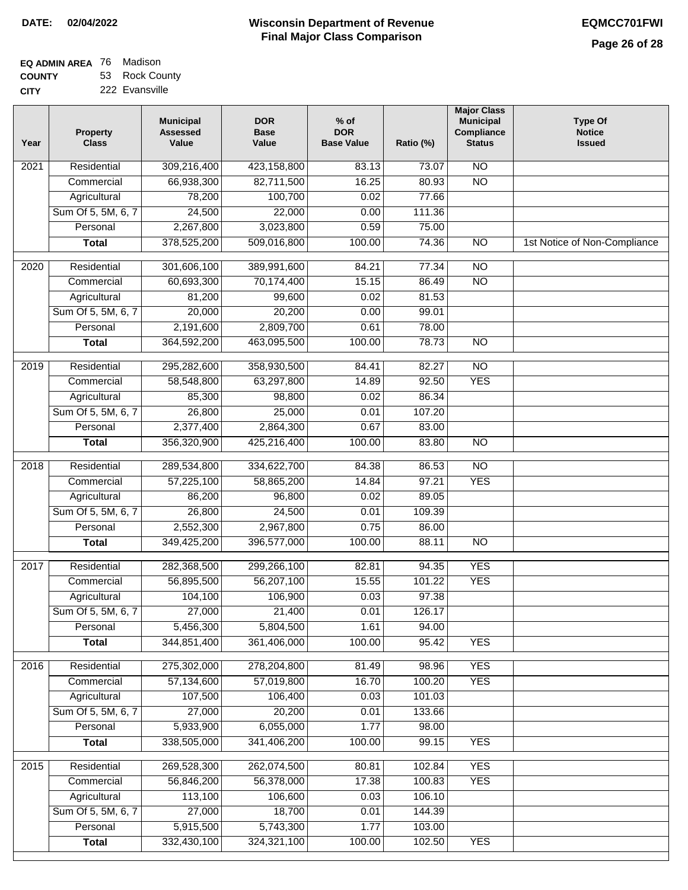**DATE:** 02/04/2022

# Wisconsin Department of Revenue
## Final Major Class Comparison

**EQMCC701FWI**

**EQ ADMIN AREA** 76 Madison
**COUNTY** 53 Rock County
**CITY** 222 Evansville

| Year | Property Class | Municipal Assessed Value | DOR Base Value | % of DOR Base Value | Ratio (%) | Major Class Municipal Compliance Status | Type Of Notice Issued |
|---|---|---|---|---|---|---|---|
| 2021 | Residential | 309,216,400 | 423,158,800 | 83.13 | 73.07 | NO | |
| | Commercial | 66,938,300 | 82,711,500 | 16.25 | 80.93 | NO | |
| | Agricultural | 78,200 | 100,700 | 0.02 | 77.66 | | |
| | Sum Of 5, 5M, 6, 7 | 24,500 | 22,000 | 0.00 | 111.36 | | |
| | Personal | 2,267,800 | 3,023,800 | 0.59 | 75.00 | | |
| | **Total** | 378,525,200 | 509,016,800 | 100.00 | 74.36 | NO | 1st Notice of Non-Compliance |
| 2020 | Residential | 301,606,100 | 389,991,600 | 84.21 | 77.34 | NO | |
| | Commercial | 60,693,300 | 70,174,400 | 15.15 | 86.49 | NO | |
| | Agricultural | 81,200 | 99,600 | 0.02 | 81.53 | | |
| | Sum Of 5, 5M, 6, 7 | 20,000 | 20,200 | 0.00 | 99.01 | | |
| | Personal | 2,191,600 | 2,809,700 | 0.61 | 78.00 | | |
| | **Total** | 364,592,200 | 463,095,500 | 100.00 | 78.73 | NO | |
| 2019 | Residential | 295,282,600 | 358,930,500 | 84.41 | 82.27 | NO | |
| | Commercial | 58,548,800 | 63,297,800 | 14.89 | 92.50 | YES | |
| | Agricultural | 85,300 | 98,800 | 0.02 | 86.34 | | |
| | Sum Of 5, 5M, 6, 7 | 26,800 | 25,000 | 0.01 | 107.20 | | |
| | Personal | 2,377,400 | 2,864,300 | 0.67 | 83.00 | | |
| | **Total** | 356,320,900 | 425,216,400 | 100.00 | 83.80 | NO | |
| 2018 | Residential | 289,534,800 | 334,622,700 | 84.38 | 86.53 | NO | |
| | Commercial | 57,225,100 | 58,865,200 | 14.84 | 97.21 | YES | |
| | Agricultural | 86,200 | 96,800 | 0.02 | 89.05 | | |
| | Sum Of 5, 5M, 6, 7 | 26,800 | 24,500 | 0.01 | 109.39 | | |
| | Personal | 2,552,300 | 2,967,800 | 0.75 | 86.00 | | |
| | **Total** | 349,425,200 | 396,577,000 | 100.00 | 88.11 | NO | |
| 2017 | Residential | 282,368,500 | 299,266,100 | 82.81 | 94.35 | YES | |
| | Commercial | 56,895,500 | 56,207,100 | 15.55 | 101.22 | YES | |
| | Agricultural | 104,100 | 106,900 | 0.03 | 97.38 | | |
| | Sum Of 5, 5M, 6, 7 | 27,000 | 21,400 | 0.01 | 126.17 | | |
| | Personal | 5,456,300 | 5,804,500 | 1.61 | 94.00 | | |
| | **Total** | 344,851,400 | 361,406,000 | 100.00 | 95.42 | YES | |
| 2016 | Residential | 275,302,000 | 278,204,800 | 81.49 | 98.96 | YES | |
| | Commercial | 57,134,600 | 57,019,800 | 16.70 | 100.20 | YES | |
| | Agricultural | 107,500 | 106,400 | 0.03 | 101.03 | | |
| | Sum Of 5, 5M, 6, 7 | 27,000 | 20,200 | 0.01 | 133.66 | | |
| | Personal | 5,933,900 | 6,055,000 | 1.77 | 98.00 | | |
| | **Total** | 338,505,000 | 341,406,200 | 100.00 | 99.15 | YES | |
| 2015 | Residential | 269,528,300 | 262,074,500 | 80.81 | 102.84 | YES | |
| | Commercial | 56,846,200 | 56,378,000 | 17.38 | 100.83 | YES | |
| | Agricultural | 113,100 | 106,600 | 0.03 | 106.10 | | |
| | Sum Of 5, 5M, 6, 7 | 27,000 | 18,700 | 0.01 | 144.39 | | |
| | Personal | 5,915,500 | 5,743,300 | 1.77 | 103.00 | | |
| | **Total** | 332,430,100 | 324,321,100 | 100.00 | 102.50 | YES | |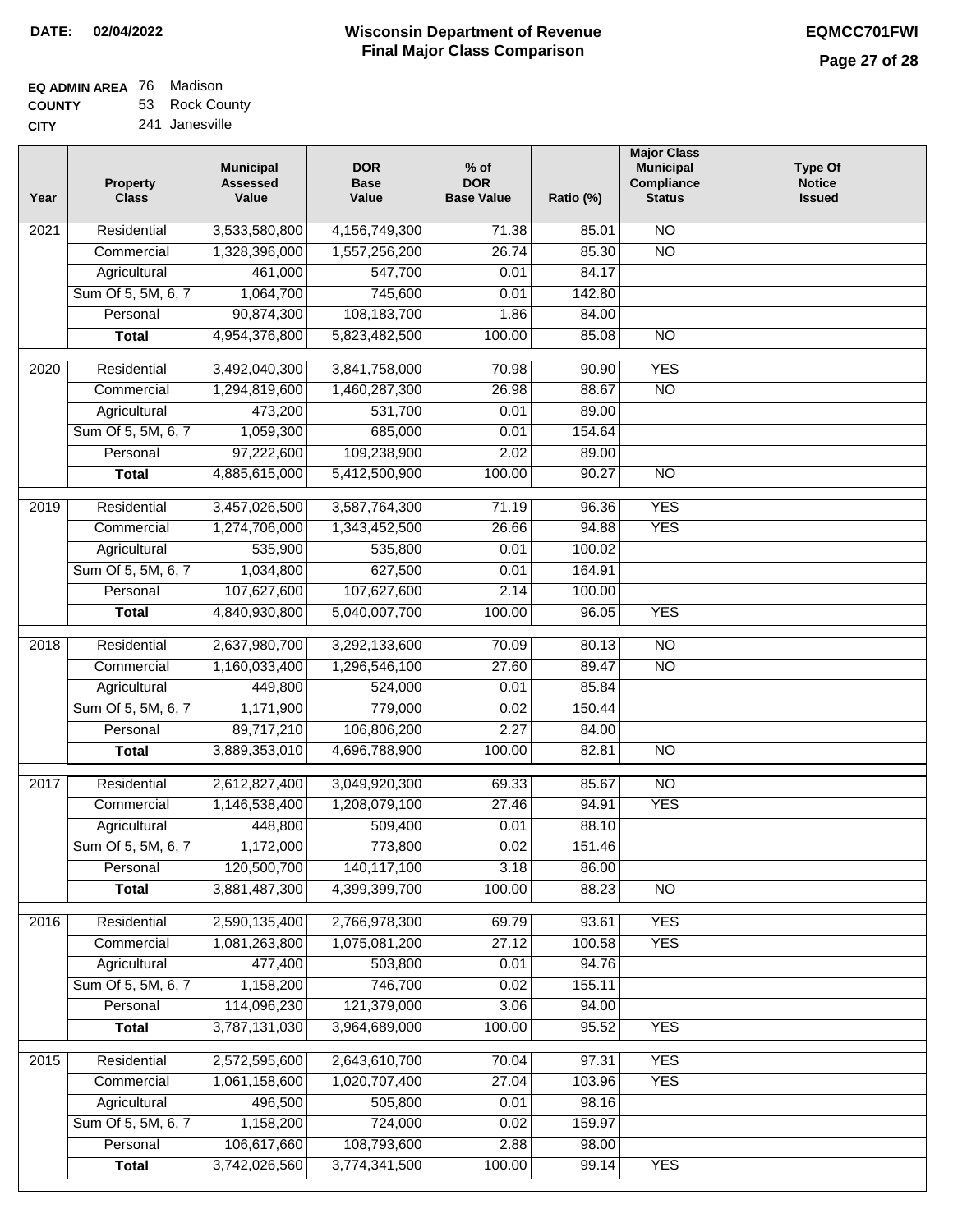**DATE:** 02/04/2022

# Wisconsin Department of Revenue
## Final Major Class Comparison

EQMCC701FWI

**EQ ADMIN AREA** 76 Madison
**COUNTY** 53 Rock County
**CITY** 241 Janesville

| Year | Property Class | Municipal Assessed Value | DOR Base Value | % of DOR Base Value | Ratio (%) | Major Class Municipal Compliance Status | Type Of Notice Issued |
|---|---|---|---|---|---|---|---|
| 2021 | Residential | 3,533,580,800 | 4,156,749,300 | 71.38 | 85.01 | NO | |
| | Commercial | 1,328,396,000 | 1,557,256,200 | 26.74 | 85.30 | NO | |
| | Agricultural | 461,000 | 547,700 | 0.01 | 84.17 | | |
| | Sum Of 5, 5M, 6, 7 | 1,064,700 | 745,600 | 0.01 | 142.80 | | |
| | Personal | 90,874,300 | 108,183,700 | 1.86 | 84.00 | | |
| | **Total** | 4,954,376,800 | 5,823,482,500 | 100.00 | 85.08 | NO | |
| 2020 | Residential | 3,492,040,300 | 3,841,758,000 | 70.98 | 90.90 | YES | |
| | Commercial | 1,294,819,600 | 1,460,287,300 | 26.98 | 88.67 | NO | |
| | Agricultural | 473,200 | 531,700 | 0.01 | 89.00 | | |
| | Sum Of 5, 5M, 6, 7 | 1,059,300 | 685,000 | 0.01 | 154.64 | | |
| | Personal | 97,222,600 | 109,238,900 | 2.02 | 89.00 | | |
| | **Total** | 4,885,615,000 | 5,412,500,900 | 100.00 | 90.27 | NO | |
| 2019 | Residential | 3,457,026,500 | 3,587,764,300 | 71.19 | 96.36 | YES | |
| | Commercial | 1,274,706,000 | 1,343,452,500 | 26.66 | 94.88 | YES | |
| | Agricultural | 535,900 | 535,800 | 0.01 | 100.02 | | |
| | Sum Of 5, 5M, 6, 7 | 1,034,800 | 627,500 | 0.01 | 164.91 | | |
| | Personal | 107,627,600 | 107,627,600 | 2.14 | 100.00 | | |
| | **Total** | 4,840,930,800 | 5,040,007,700 | 100.00 | 96.05 | YES | |
| 2018 | Residential | 2,637,980,700 | 3,292,133,600 | 70.09 | 80.13 | NO | |
| | Commercial | 1,160,033,400 | 1,296,546,100 | 27.60 | 89.47 | NO | |
| | Agricultural | 449,800 | 524,000 | 0.01 | 85.84 | | |
| | Sum Of 5, 5M, 6, 7 | 1,171,900 | 779,000 | 0.02 | 150.44 | | |
| | Personal | 89,717,210 | 106,806,200 | 2.27 | 84.00 | | |
| | **Total** | 3,889,353,010 | 4,696,788,900 | 100.00 | 82.81 | NO | |
| 2017 | Residential | 2,612,827,400 | 3,049,920,300 | 69.33 | 85.67 | NO | |
| | Commercial | 1,146,538,400 | 1,208,079,100 | 27.46 | 94.91 | YES | |
| | Agricultural | 448,800 | 509,400 | 0.01 | 88.10 | | |
| | Sum Of 5, 5M, 6, 7 | 1,172,000 | 773,800 | 0.02 | 151.46 | | |
| | Personal | 120,500,700 | 140,117,100 | 3.18 | 86.00 | | |
| | **Total** | 3,881,487,300 | 4,399,399,700 | 100.00 | 88.23 | NO | |
| 2016 | Residential | 2,590,135,400 | 2,766,978,300 | 69.79 | 93.61 | YES | |
| | Commercial | 1,081,263,800 | 1,075,081,200 | 27.12 | 100.58 | YES | |
| | Agricultural | 477,400 | 503,800 | 0.01 | 94.76 | | |
| | Sum Of 5, 5M, 6, 7 | 1,158,200 | 746,700 | 0.02 | 155.11 | | |
| | Personal | 114,096,230 | 121,379,000 | 3.06 | 94.00 | | |
| | **Total** | 3,787,131,030 | 3,964,689,000 | 100.00 | 95.52 | YES | |
| 2015 | Residential | 2,572,595,600 | 2,643,610,700 | 70.04 | 97.31 | YES | |
| | Commercial | 1,061,158,600 | 1,020,707,400 | 27.04 | 103.96 | YES | |
| | Agricultural | 496,500 | 505,800 | 0.01 | 98.16 | | |
| | Sum Of 5, 5M, 6, 7 | 1,158,200 | 724,000 | 0.02 | 159.97 | | |
| | Personal | 106,617,660 | 108,793,600 | 2.88 | 98.00 | | |
| | **Total** | 3,742,026,560 | 3,774,341,500 | 100.00 | 99.14 | YES | |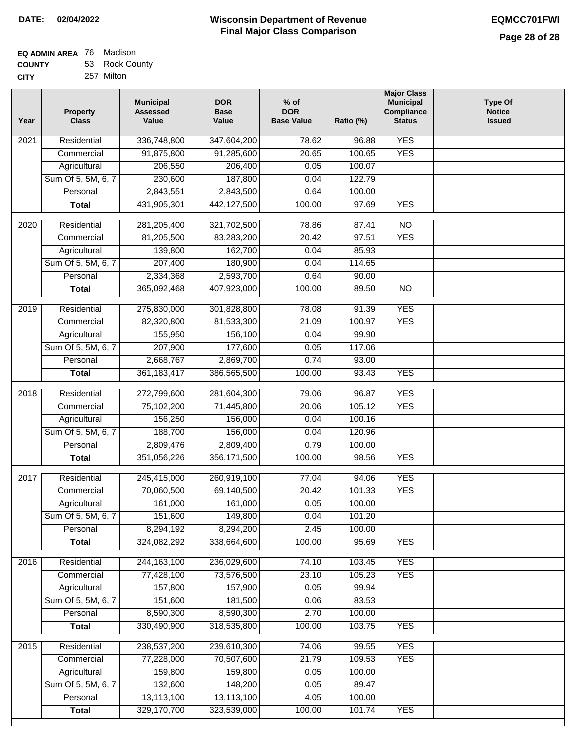**DATE:** 02/04/2022

# Wisconsin Department of Revenue
## Final Major Class Comparison

**EQMCC701FWI**

**EQ ADMIN AREA** 76 Madison
**COUNTY** 53 Rock County
**CITY** 257 Milton

| Year | Property Class | Municipal Assessed Value | DOR Base Value | % of DOR Base Value | Ratio (%) | Major Class Municipal Compliance Status | Type Of Notice Issued |
|---|---|---|---|---|---|---|---|
| 2021 | Residential | 336,748,800 | 347,604,200 | 78.62 | 96.88 | YES | |
| | Commercial | 91,875,800 | 91,285,600 | 20.65 | 100.65 | YES | |
| | Agricultural | 206,550 | 206,400 | 0.05 | 100.07 | | |
| | Sum Of 5, 5M, 6, 7 | 230,600 | 187,800 | 0.04 | 122.79 | | |
| | Personal | 2,843,551 | 2,843,500 | 0.64 | 100.00 | | |
| | **Total** | 431,905,301 | 442,127,500 | 100.00 | 97.69 | YES | |
| 2020 | Residential | 281,205,400 | 321,702,500 | 78.86 | 87.41 | NO | |
| | Commercial | 81,205,500 | 83,283,200 | 20.42 | 97.51 | YES | |
| | Agricultural | 139,800 | 162,700 | 0.04 | 85.93 | | |
| | Sum Of 5, 5M, 6, 7 | 207,400 | 180,900 | 0.04 | 114.65 | | |
| | Personal | 2,334,368 | 2,593,700 | 0.64 | 90.00 | | |
| | **Total** | 365,092,468 | 407,923,000 | 100.00 | 89.50 | NO | |
| 2019 | Residential | 275,830,000 | 301,828,800 | 78.08 | 91.39 | YES | |
| | Commercial | 82,320,800 | 81,533,300 | 21.09 | 100.97 | YES | |
| | Agricultural | 155,950 | 156,100 | 0.04 | 99.90 | | |
| | Sum Of 5, 5M, 6, 7 | 207,900 | 177,600 | 0.05 | 117.06 | | |
| | Personal | 2,668,767 | 2,869,700 | 0.74 | 93.00 | | |
| | **Total** | 361,183,417 | 386,565,500 | 100.00 | 93.43 | YES | |
| 2018 | Residential | 272,799,600 | 281,604,300 | 79.06 | 96.87 | YES | |
| | Commercial | 75,102,200 | 71,445,800 | 20.06 | 105.12 | YES | |
| | Agricultural | 156,250 | 156,000 | 0.04 | 100.16 | | |
| | Sum Of 5, 5M, 6, 7 | 188,700 | 156,000 | 0.04 | 120.96 | | |
| | Personal | 2,809,476 | 2,809,400 | 0.79 | 100.00 | | |
| | **Total** | 351,056,226 | 356,171,500 | 100.00 | 98.56 | YES | |
| 2017 | Residential | 245,415,000 | 260,919,100 | 77.04 | 94.06 | YES | |
| | Commercial | 70,060,500 | 69,140,500 | 20.42 | 101.33 | YES | |
| | Agricultural | 161,000 | 161,000 | 0.05 | 100.00 | | |
| | Sum Of 5, 5M, 6, 7 | 151,600 | 149,800 | 0.04 | 101.20 | | |
| | Personal | 8,294,192 | 8,294,200 | 2.45 | 100.00 | | |
| | **Total** | 324,082,292 | 338,664,600 | 100.00 | 95.69 | YES | |
| 2016 | Residential | 244,163,100 | 236,029,600 | 74.10 | 103.45 | YES | |
| | Commercial | 77,428,100 | 73,576,500 | 23.10 | 105.23 | YES | |
| | Agricultural | 157,800 | 157,900 | 0.05 | 99.94 | | |
| | Sum Of 5, 5M, 6, 7 | 151,600 | 181,500 | 0.06 | 83.53 | | |
| | Personal | 8,590,300 | 8,590,300 | 2.70 | 100.00 | | |
| | **Total** | 330,490,900 | 318,535,800 | 100.00 | 103.75 | YES | |
| 2015 | Residential | 238,537,200 | 239,610,300 | 74.06 | 99.55 | YES | |
| | Commercial | 77,228,000 | 70,507,600 | 21.79 | 109.53 | YES | |
| | Agricultural | 159,800 | 159,800 | 0.05 | 100.00 | | |
| | Sum Of 5, 5M, 6, 7 | 132,600 | 148,200 | 0.05 | 89.47 | | |
| | Personal | 13,113,100 | 13,113,100 | 4.05 | 100.00 | | |
| | **Total** | 329,170,700 | 323,539,000 | 100.00 | 101.74 | YES | |